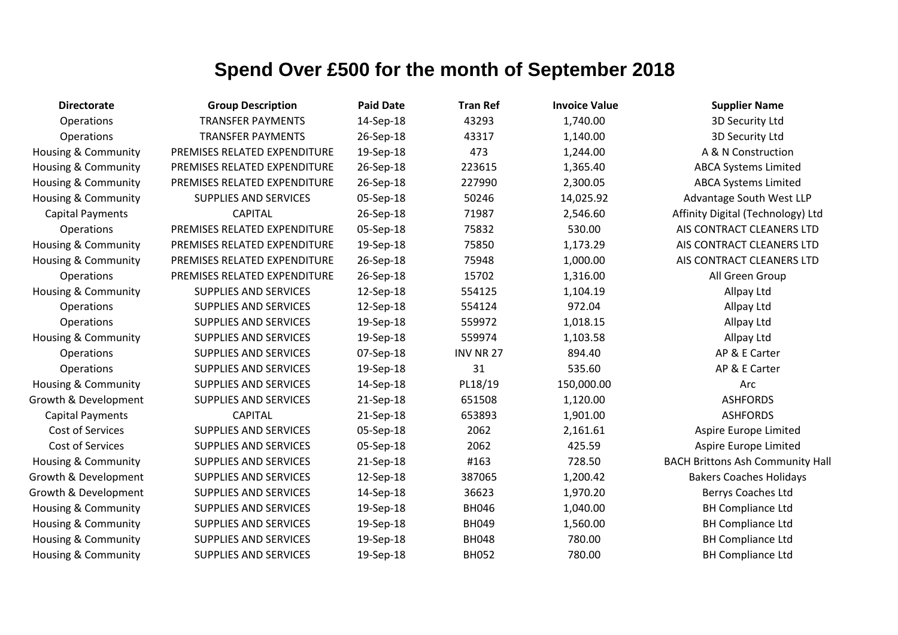# Spend Over £500 for the month of September 2018

| Directorate | Group Description | Paid Date | Tran Ref | Invoice Value | Supplier Name |
|---|---|---|---|---|---|
| Operations | TRANSFER PAYMENTS | 14-Sep-18 | 43293 | 1,740.00 | 3D Security Ltd |
| Operations | TRANSFER PAYMENTS | 26-Sep-18 | 43317 | 1,140.00 | 3D Security Ltd |
| Housing & Community | PREMISES RELATED EXPENDITURE | 19-Sep-18 | 473 | 1,244.00 | A & N Construction |
| Housing & Community | PREMISES RELATED EXPENDITURE | 26-Sep-18 | 223615 | 1,365.40 | ABCA Systems Limited |
| Housing & Community | PREMISES RELATED EXPENDITURE | 26-Sep-18 | 227990 | 2,300.05 | ABCA Systems Limited |
| Housing & Community | SUPPLIES AND SERVICES | 05-Sep-18 | 50246 | 14,025.92 | Advantage South West LLP |
| Capital Payments | CAPITAL | 26-Sep-18 | 71987 | 2,546.60 | Affinity Digital (Technology) Ltd |
| Operations | PREMISES RELATED EXPENDITURE | 05-Sep-18 | 75832 | 530.00 | AIS CONTRACT CLEANERS LTD |
| Housing & Community | PREMISES RELATED EXPENDITURE | 19-Sep-18 | 75850 | 1,173.29 | AIS CONTRACT CLEANERS LTD |
| Housing & Community | PREMISES RELATED EXPENDITURE | 26-Sep-18 | 75948 | 1,000.00 | AIS CONTRACT CLEANERS LTD |
| Operations | PREMISES RELATED EXPENDITURE | 26-Sep-18 | 15702 | 1,316.00 | All Green Group |
| Housing & Community | SUPPLIES AND SERVICES | 12-Sep-18 | 554125 | 1,104.19 | Allpay Ltd |
| Operations | SUPPLIES AND SERVICES | 12-Sep-18 | 554124 | 972.04 | Allpay Ltd |
| Operations | SUPPLIES AND SERVICES | 19-Sep-18 | 559972 | 1,018.15 | Allpay Ltd |
| Housing & Community | SUPPLIES AND SERVICES | 19-Sep-18 | 559974 | 1,103.58 | Allpay Ltd |
| Operations | SUPPLIES AND SERVICES | 07-Sep-18 | INV NR 27 | 894.40 | AP & E Carter |
| Operations | SUPPLIES AND SERVICES | 19-Sep-18 | 31 | 535.60 | AP & E Carter |
| Housing & Community | SUPPLIES AND SERVICES | 14-Sep-18 | PL18/19 | 150,000.00 | Arc |
| Growth & Development | SUPPLIES AND SERVICES | 21-Sep-18 | 651508 | 1,120.00 | ASHFORDS |
| Capital Payments | CAPITAL | 21-Sep-18 | 653893 | 1,901.00 | ASHFORDS |
| Cost of Services | SUPPLIES AND SERVICES | 05-Sep-18 | 2062 | 2,161.61 | Aspire Europe Limited |
| Cost of Services | SUPPLIES AND SERVICES | 05-Sep-18 | 2062 | 425.59 | Aspire Europe Limited |
| Housing & Community | SUPPLIES AND SERVICES | 21-Sep-18 | #163 | 728.50 | BACH Brittons Ash Community Hall |
| Growth & Development | SUPPLIES AND SERVICES | 12-Sep-18 | 387065 | 1,200.42 | Bakers Coaches Holidays |
| Growth & Development | SUPPLIES AND SERVICES | 14-Sep-18 | 36623 | 1,970.20 | Berrys Coaches Ltd |
| Housing & Community | SUPPLIES AND SERVICES | 19-Sep-18 | BH046 | 1,040.00 | BH Compliance Ltd |
| Housing & Community | SUPPLIES AND SERVICES | 19-Sep-18 | BH049 | 1,560.00 | BH Compliance Ltd |
| Housing & Community | SUPPLIES AND SERVICES | 19-Sep-18 | BH048 | 780.00 | BH Compliance Ltd |
| Housing & Community | SUPPLIES AND SERVICES | 19-Sep-18 | BH052 | 780.00 | BH Compliance Ltd |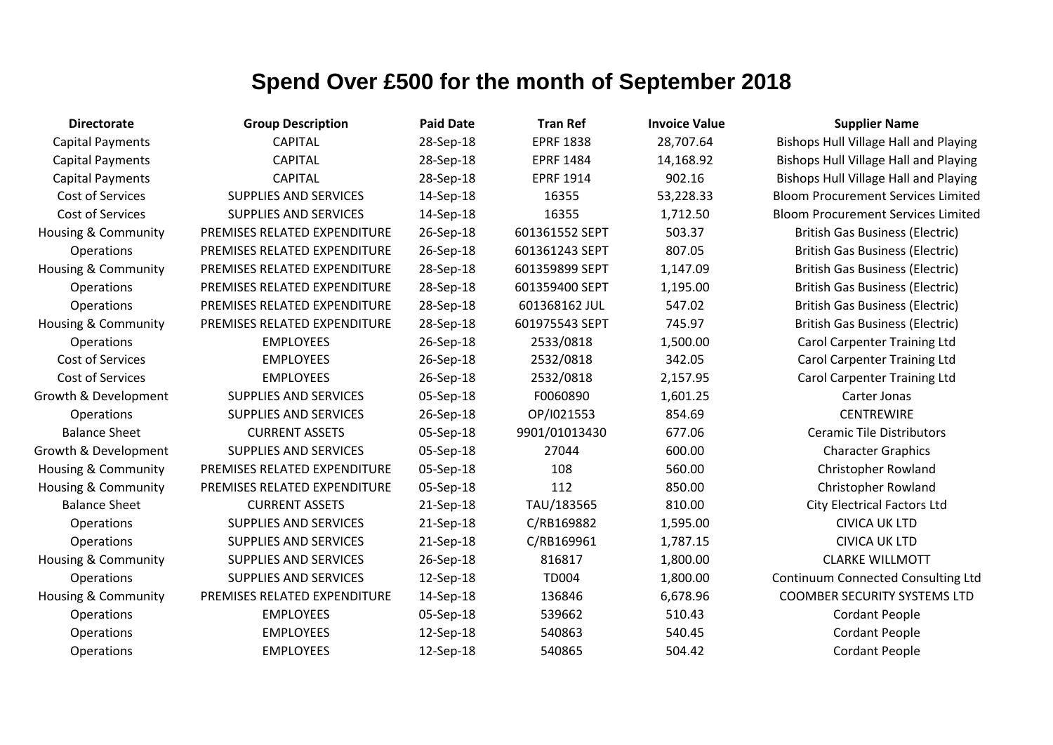# Spend Over £500 for the month of September 2018

| Directorate | Group Description | Paid Date | Tran Ref | Invoice Value | Supplier Name |
|---|---|---|---|---|---|
| Capital Payments | CAPITAL | 28-Sep-18 | EPRF 1838 | 28,707.64 | Bishops Hull Village Hall and Playing |
| Capital Payments | CAPITAL | 28-Sep-18 | EPRF 1484 | 14,168.92 | Bishops Hull Village Hall and Playing |
| Capital Payments | CAPITAL | 28-Sep-18 | EPRF 1914 | 902.16 | Bishops Hull Village Hall and Playing |
| Cost of Services | SUPPLIES AND SERVICES | 14-Sep-18 | 16355 | 53,228.33 | Bloom Procurement Services Limited |
| Cost of Services | SUPPLIES AND SERVICES | 14-Sep-18 | 16355 | 1,712.50 | Bloom Procurement Services Limited |
| Housing & Community | PREMISES RELATED EXPENDITURE | 26-Sep-18 | 601361552 SEPT | 503.37 | British Gas Business (Electric) |
| Operations | PREMISES RELATED EXPENDITURE | 26-Sep-18 | 601361243 SEPT | 807.05 | British Gas Business (Electric) |
| Housing & Community | PREMISES RELATED EXPENDITURE | 28-Sep-18 | 601359899 SEPT | 1,147.09 | British Gas Business (Electric) |
| Operations | PREMISES RELATED EXPENDITURE | 28-Sep-18 | 601359400 SEPT | 1,195.00 | British Gas Business (Electric) |
| Operations | PREMISES RELATED EXPENDITURE | 28-Sep-18 | 601368162 JUL | 547.02 | British Gas Business (Electric) |
| Housing & Community | PREMISES RELATED EXPENDITURE | 28-Sep-18 | 601975543 SEPT | 745.97 | British Gas Business (Electric) |
| Operations | EMPLOYEES | 26-Sep-18 | 2533/0818 | 1,500.00 | Carol Carpenter Training Ltd |
| Cost of Services | EMPLOYEES | 26-Sep-18 | 2532/0818 | 342.05 | Carol Carpenter Training Ltd |
| Cost of Services | EMPLOYEES | 26-Sep-18 | 2532/0818 | 2,157.95 | Carol Carpenter Training Ltd |
| Growth & Development | SUPPLIES AND SERVICES | 05-Sep-18 | F0060890 | 1,601.25 | Carter Jonas |
| Operations | SUPPLIES AND SERVICES | 26-Sep-18 | OP/I021553 | 854.69 | CENTREWIRE |
| Balance Sheet | CURRENT ASSETS | 05-Sep-18 | 9901/01013430 | 677.06 | Ceramic Tile Distributors |
| Growth & Development | SUPPLIES AND SERVICES | 05-Sep-18 | 27044 | 600.00 | Character Graphics |
| Housing & Community | PREMISES RELATED EXPENDITURE | 05-Sep-18 | 108 | 560.00 | Christopher Rowland |
| Housing & Community | PREMISES RELATED EXPENDITURE | 05-Sep-18 | 112 | 850.00 | Christopher Rowland |
| Balance Sheet | CURRENT ASSETS | 21-Sep-18 | TAU/183565 | 810.00 | City Electrical Factors Ltd |
| Operations | SUPPLIES AND SERVICES | 21-Sep-18 | C/RB169882 | 1,595.00 | CIVICA UK LTD |
| Operations | SUPPLIES AND SERVICES | 21-Sep-18 | C/RB169961 | 1,787.15 | CIVICA UK LTD |
| Housing & Community | SUPPLIES AND SERVICES | 26-Sep-18 | 816817 | 1,800.00 | CLARKE WILLMOTT |
| Operations | SUPPLIES AND SERVICES | 12-Sep-18 | TD004 | 1,800.00 | Continuum Connected Consulting Ltd |
| Housing & Community | PREMISES RELATED EXPENDITURE | 14-Sep-18 | 136846 | 6,678.96 | COOMBER SECURITY SYSTEMS LTD |
| Operations | EMPLOYEES | 05-Sep-18 | 539662 | 510.43 | Cordant People |
| Operations | EMPLOYEES | 12-Sep-18 | 540863 | 540.45 | Cordant People |
| Operations | EMPLOYEES | 12-Sep-18 | 540865 | 504.42 | Cordant People |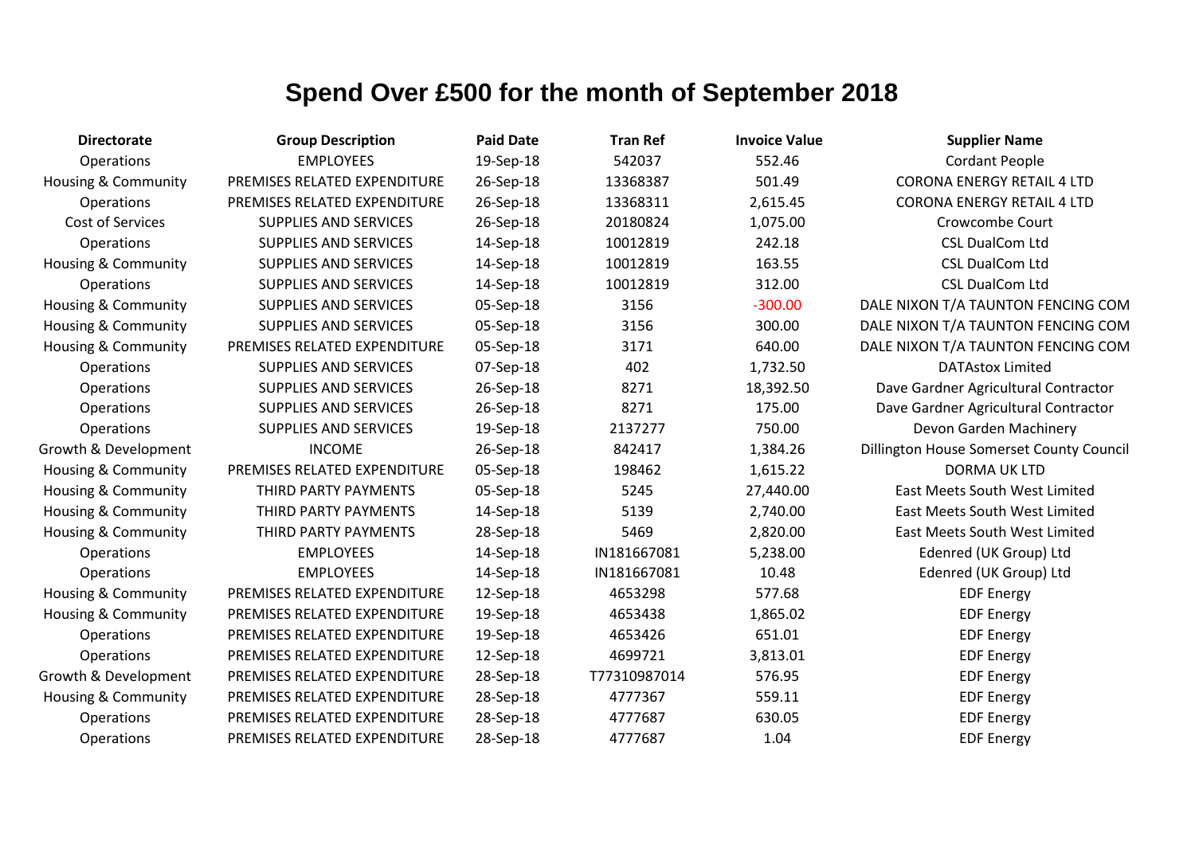# Spend Over £500 for the month of September 2018

| Directorate | Group Description | Paid Date | Tran Ref | Invoice Value | Supplier Name |
|---|---|---|---|---|---|
| Operations | EMPLOYEES | 19-Sep-18 | 542037 | 552.46 | Cordant People |
| Housing & Community | PREMISES RELATED EXPENDITURE | 26-Sep-18 | 13368387 | 501.49 | CORONA ENERGY RETAIL 4 LTD |
| Operations | PREMISES RELATED EXPENDITURE | 26-Sep-18 | 13368311 | 2,615.45 | CORONA ENERGY RETAIL 4 LTD |
| Cost of Services | SUPPLIES AND SERVICES | 26-Sep-18 | 20180824 | 1,075.00 | Crowcombe Court |
| Operations | SUPPLIES AND SERVICES | 14-Sep-18 | 10012819 | 242.18 | CSL DualCom Ltd |
| Housing & Community | SUPPLIES AND SERVICES | 14-Sep-18 | 10012819 | 163.55 | CSL DualCom Ltd |
| Operations | SUPPLIES AND SERVICES | 14-Sep-18 | 10012819 | 312.00 | CSL DualCom Ltd |
| Housing & Community | SUPPLIES AND SERVICES | 05-Sep-18 | 3156 | -300.00 | DALE NIXON T/A TAUNTON FENCING COM |
| Housing & Community | SUPPLIES AND SERVICES | 05-Sep-18 | 3156 | 300.00 | DALE NIXON T/A TAUNTON FENCING COM |
| Housing & Community | PREMISES RELATED EXPENDITURE | 05-Sep-18 | 3171 | 640.00 | DALE NIXON T/A TAUNTON FENCING COM |
| Operations | SUPPLIES AND SERVICES | 07-Sep-18 | 402 | 1,732.50 | DATAstox Limited |
| Operations | SUPPLIES AND SERVICES | 26-Sep-18 | 8271 | 18,392.50 | Dave Gardner Agricultural Contractor |
| Operations | SUPPLIES AND SERVICES | 26-Sep-18 | 8271 | 175.00 | Dave Gardner Agricultural Contractor |
| Operations | SUPPLIES AND SERVICES | 19-Sep-18 | 2137277 | 750.00 | Devon Garden Machinery |
| Growth & Development | INCOME | 26-Sep-18 | 842417 | 1,384.26 | Dillington House Somerset County Council |
| Housing & Community | PREMISES RELATED EXPENDITURE | 05-Sep-18 | 198462 | 1,615.22 | DORMA UK LTD |
| Housing & Community | THIRD PARTY PAYMENTS | 05-Sep-18 | 5245 | 27,440.00 | East Meets South West Limited |
| Housing & Community | THIRD PARTY PAYMENTS | 14-Sep-18 | 5139 | 2,740.00 | East Meets South West Limited |
| Housing & Community | THIRD PARTY PAYMENTS | 28-Sep-18 | 5469 | 2,820.00 | East Meets South West Limited |
| Operations | EMPLOYEES | 14-Sep-18 | IN181667081 | 5,238.00 | Edenred (UK Group) Ltd |
| Operations | EMPLOYEES | 14-Sep-18 | IN181667081 | 10.48 | Edenred (UK Group) Ltd |
| Housing & Community | PREMISES RELATED EXPENDITURE | 12-Sep-18 | 4653298 | 577.68 | EDF Energy |
| Housing & Community | PREMISES RELATED EXPENDITURE | 19-Sep-18 | 4653438 | 1,865.02 | EDF Energy |
| Operations | PREMISES RELATED EXPENDITURE | 19-Sep-18 | 4653426 | 651.01 | EDF Energy |
| Operations | PREMISES RELATED EXPENDITURE | 12-Sep-18 | 4699721 | 3,813.01 | EDF Energy |
| Growth & Development | PREMISES RELATED EXPENDITURE | 28-Sep-18 | T77310987014 | 576.95 | EDF Energy |
| Housing & Community | PREMISES RELATED EXPENDITURE | 28-Sep-18 | 4777367 | 559.11 | EDF Energy |
| Operations | PREMISES RELATED EXPENDITURE | 28-Sep-18 | 4777687 | 630.05 | EDF Energy |
| Operations | PREMISES RELATED EXPENDITURE | 28-Sep-18 | 4777687 | 1.04 | EDF Energy |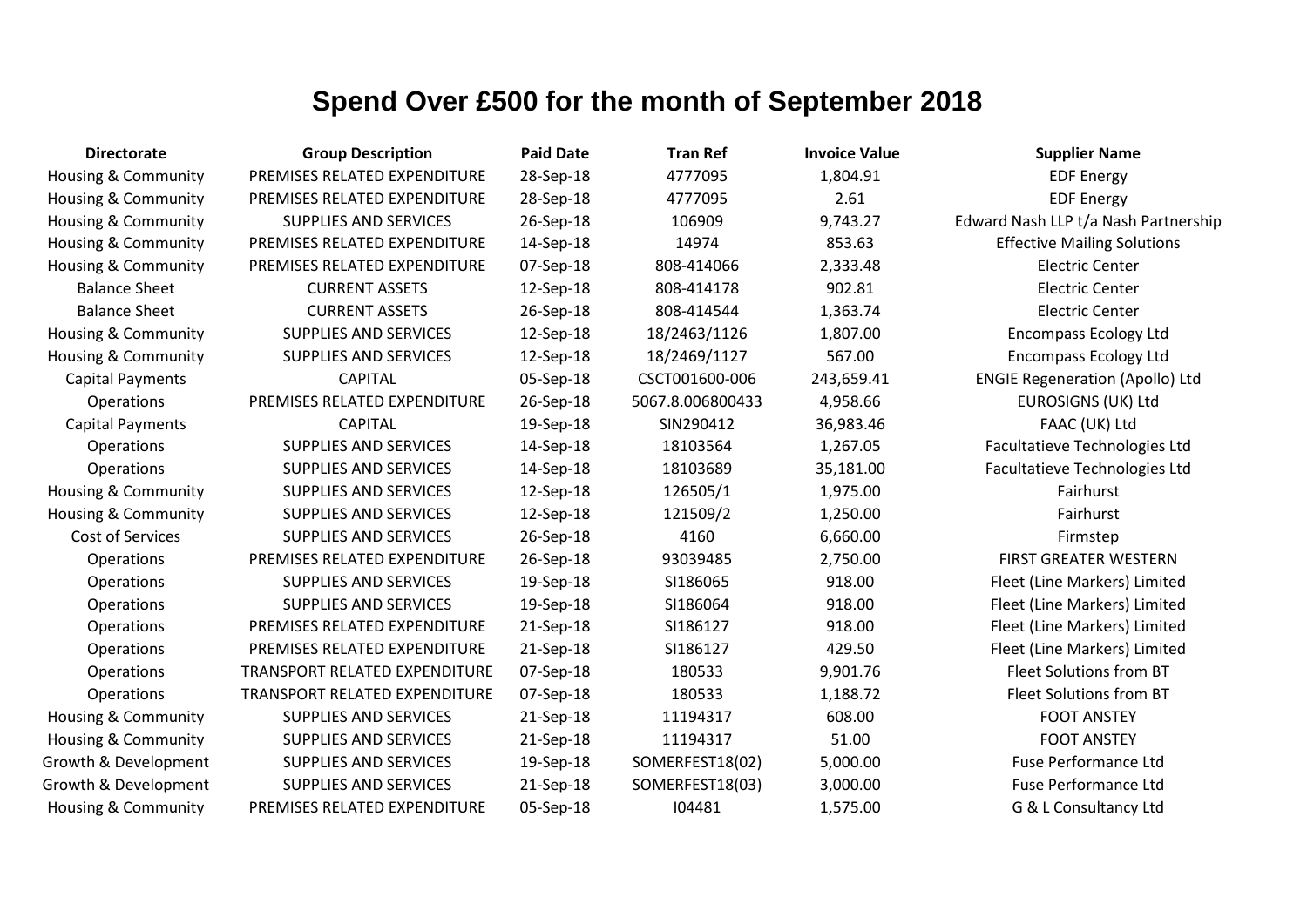# Spend Over £500 for the month of September 2018

| Directorate | Group Description | Paid Date | Tran Ref | Invoice Value | Supplier Name |
|---|---|---|---|---|---|
| Housing & Community | PREMISES RELATED EXPENDITURE | 28-Sep-18 | 4777095 | 1,804.91 | EDF Energy |
| Housing & Community | PREMISES RELATED EXPENDITURE | 28-Sep-18 | 4777095 | 2.61 | EDF Energy |
| Housing & Community | SUPPLIES AND SERVICES | 26-Sep-18 | 106909 | 9,743.27 | Edward Nash LLP t/a Nash Partnership |
| Housing & Community | PREMISES RELATED EXPENDITURE | 14-Sep-18 | 14974 | 853.63 | Effective Mailing Solutions |
| Housing & Community | PREMISES RELATED EXPENDITURE | 07-Sep-18 | 808-414066 | 2,333.48 | Electric Center |
| Balance Sheet | CURRENT ASSETS | 12-Sep-18 | 808-414178 | 902.81 | Electric Center |
| Balance Sheet | CURRENT ASSETS | 26-Sep-18 | 808-414544 | 1,363.74 | Electric Center |
| Housing & Community | SUPPLIES AND SERVICES | 12-Sep-18 | 18/2463/1126 | 1,807.00 | Encompass Ecology Ltd |
| Housing & Community | SUPPLIES AND SERVICES | 12-Sep-18 | 18/2469/1127 | 567.00 | Encompass Ecology Ltd |
| Capital Payments | CAPITAL | 05-Sep-18 | CSCT001600-006 | 243,659.41 | ENGIE Regeneration (Apollo) Ltd |
| Operations | PREMISES RELATED EXPENDITURE | 26-Sep-18 | 5067.8.006800433 | 4,958.66 | EUROSIGNS (UK) Ltd |
| Capital Payments | CAPITAL | 19-Sep-18 | SIN290412 | 36,983.46 | FAAC (UK) Ltd |
| Operations | SUPPLIES AND SERVICES | 14-Sep-18 | 18103564 | 1,267.05 | Facultatieve Technologies Ltd |
| Operations | SUPPLIES AND SERVICES | 14-Sep-18 | 18103689 | 35,181.00 | Facultatieve Technologies Ltd |
| Housing & Community | SUPPLIES AND SERVICES | 12-Sep-18 | 126505/1 | 1,975.00 | Fairhurst |
| Housing & Community | SUPPLIES AND SERVICES | 12-Sep-18 | 121509/2 | 1,250.00 | Fairhurst |
| Cost of Services | SUPPLIES AND SERVICES | 26-Sep-18 | 4160 | 6,660.00 | Firmstep |
| Operations | PREMISES RELATED EXPENDITURE | 26-Sep-18 | 93039485 | 2,750.00 | FIRST GREATER WESTERN |
| Operations | SUPPLIES AND SERVICES | 19-Sep-18 | SI186065 | 918.00 | Fleet (Line Markers) Limited |
| Operations | SUPPLIES AND SERVICES | 19-Sep-18 | SI186064 | 918.00 | Fleet (Line Markers) Limited |
| Operations | PREMISES RELATED EXPENDITURE | 21-Sep-18 | SI186127 | 918.00 | Fleet (Line Markers) Limited |
| Operations | PREMISES RELATED EXPENDITURE | 21-Sep-18 | SI186127 | 429.50 | Fleet (Line Markers) Limited |
| Operations | TRANSPORT RELATED EXPENDITURE | 07-Sep-18 | 180533 | 9,901.76 | Fleet Solutions from BT |
| Operations | TRANSPORT RELATED EXPENDITURE | 07-Sep-18 | 180533 | 1,188.72 | Fleet Solutions from BT |
| Housing & Community | SUPPLIES AND SERVICES | 21-Sep-18 | 11194317 | 608.00 | FOOT ANSTEY |
| Housing & Community | SUPPLIES AND SERVICES | 21-Sep-18 | 11194317 | 51.00 | FOOT ANSTEY |
| Growth & Development | SUPPLIES AND SERVICES | 19-Sep-18 | SOMERFEST18(02) | 5,000.00 | Fuse Performance Ltd |
| Growth & Development | SUPPLIES AND SERVICES | 21-Sep-18 | SOMERFEST18(03) | 3,000.00 | Fuse Performance Ltd |
| Housing & Community | PREMISES RELATED EXPENDITURE | 05-Sep-18 | I04481 | 1,575.00 | G & L Consultancy Ltd |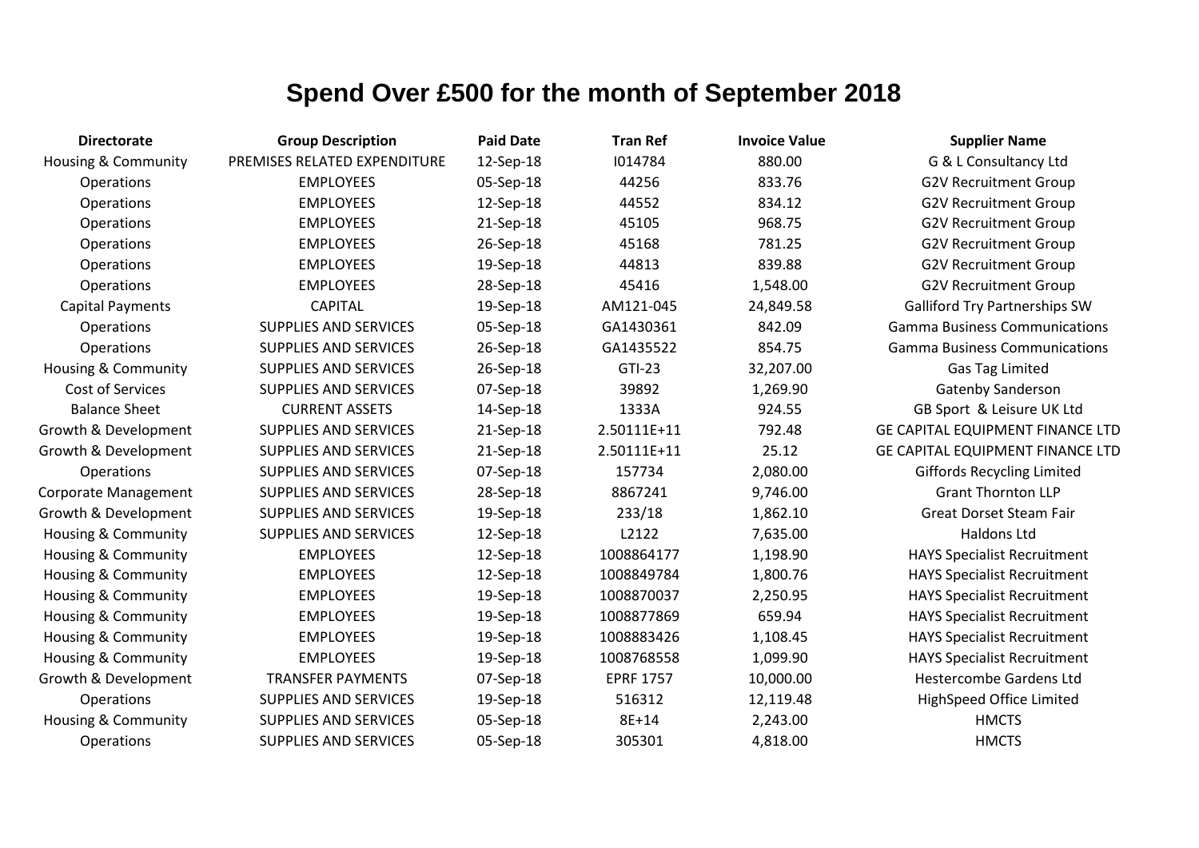# Spend Over £500 for the month of September 2018

| Directorate | Group Description | Paid Date | Tran Ref | Invoice Value | Supplier Name |
|---|---|---|---|---|---|
| Housing & Community | PREMISES RELATED EXPENDITURE | 12-Sep-18 | I014784 | 880.00 | G & L Consultancy Ltd |
| Operations | EMPLOYEES | 05-Sep-18 | 44256 | 833.76 | G2V Recruitment Group |
| Operations | EMPLOYEES | 12-Sep-18 | 44552 | 834.12 | G2V Recruitment Group |
| Operations | EMPLOYEES | 21-Sep-18 | 45105 | 968.75 | G2V Recruitment Group |
| Operations | EMPLOYEES | 26-Sep-18 | 45168 | 781.25 | G2V Recruitment Group |
| Operations | EMPLOYEES | 19-Sep-18 | 44813 | 839.88 | G2V Recruitment Group |
| Operations | EMPLOYEES | 28-Sep-18 | 45416 | 1,548.00 | G2V Recruitment Group |
| Capital Payments | CAPITAL | 19-Sep-18 | AM121-045 | 24,849.58 | Galliford Try Partnerships SW |
| Operations | SUPPLIES AND SERVICES | 05-Sep-18 | GA1430361 | 842.09 | Gamma Business Communications |
| Operations | SUPPLIES AND SERVICES | 26-Sep-18 | GA1435522 | 854.75 | Gamma Business Communications |
| Housing & Community | SUPPLIES AND SERVICES | 26-Sep-18 | GTI-23 | 32,207.00 | Gas Tag Limited |
| Cost of Services | SUPPLIES AND SERVICES | 07-Sep-18 | 39892 | 1,269.90 | Gatenby Sanderson |
| Balance Sheet | CURRENT ASSETS | 14-Sep-18 | 1333A | 924.55 | GB Sport & Leisure UK Ltd |
| Growth & Development | SUPPLIES AND SERVICES | 21-Sep-18 | 2.50111E+11 | 792.48 | GE CAPITAL EQUIPMENT FINANCE LTD |
| Growth & Development | SUPPLIES AND SERVICES | 21-Sep-18 | 2.50111E+11 | 25.12 | GE CAPITAL EQUIPMENT FINANCE LTD |
| Operations | SUPPLIES AND SERVICES | 07-Sep-18 | 157734 | 2,080.00 | Giffords Recycling Limited |
| Corporate Management | SUPPLIES AND SERVICES | 28-Sep-18 | 8867241 | 9,746.00 | Grant Thornton LLP |
| Growth & Development | SUPPLIES AND SERVICES | 19-Sep-18 | 233/18 | 1,862.10 | Great Dorset Steam Fair |
| Housing & Community | SUPPLIES AND SERVICES | 12-Sep-18 | L2122 | 7,635.00 | Haldons Ltd |
| Housing & Community | EMPLOYEES | 12-Sep-18 | 1008864177 | 1,198.90 | HAYS Specialist Recruitment |
| Housing & Community | EMPLOYEES | 12-Sep-18 | 1008849784 | 1,800.76 | HAYS Specialist Recruitment |
| Housing & Community | EMPLOYEES | 19-Sep-18 | 1008870037 | 2,250.95 | HAYS Specialist Recruitment |
| Housing & Community | EMPLOYEES | 19-Sep-18 | 1008877869 | 659.94 | HAYS Specialist Recruitment |
| Housing & Community | EMPLOYEES | 19-Sep-18 | 1008883426 | 1,108.45 | HAYS Specialist Recruitment |
| Housing & Community | EMPLOYEES | 19-Sep-18 | 1008768558 | 1,099.90 | HAYS Specialist Recruitment |
| Growth & Development | TRANSFER PAYMENTS | 07-Sep-18 | EPRF 1757 | 10,000.00 | Hestercombe Gardens Ltd |
| Operations | SUPPLIES AND SERVICES | 19-Sep-18 | 516312 | 12,119.48 | HighSpeed Office Limited |
| Housing & Community | SUPPLIES AND SERVICES | 05-Sep-18 | 8E+14 | 2,243.00 | HMCTS |
| Operations | SUPPLIES AND SERVICES | 05-Sep-18 | 305301 | 4,818.00 | HMCTS |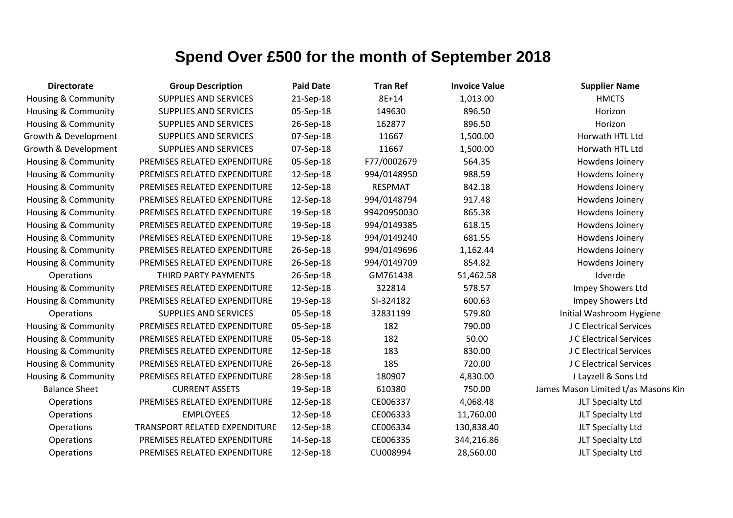# Spend Over £500 for the month of September 2018

| Directorate | Group Description | Paid Date | Tran Ref | Invoice Value | Supplier Name |
|---|---|---|---|---|---|
| Housing & Community | SUPPLIES AND SERVICES | 21-Sep-18 | 8E+14 | 1,013.00 | HMCTS |
| Housing & Community | SUPPLIES AND SERVICES | 05-Sep-18 | 149630 | 896.50 | Horizon |
| Housing & Community | SUPPLIES AND SERVICES | 26-Sep-18 | 162877 | 896.50 | Horizon |
| Growth & Development | SUPPLIES AND SERVICES | 07-Sep-18 | 11667 | 1,500.00 | Horwath HTL Ltd |
| Growth & Development | SUPPLIES AND SERVICES | 07-Sep-18 | 11667 | 1,500.00 | Horwath HTL Ltd |
| Housing & Community | PREMISES RELATED EXPENDITURE | 05-Sep-18 | F77/0002679 | 564.35 | Howdens Joinery |
| Housing & Community | PREMISES RELATED EXPENDITURE | 12-Sep-18 | 994/0148950 | 988.59 | Howdens Joinery |
| Housing & Community | PREMISES RELATED EXPENDITURE | 12-Sep-18 | RESPMAT | 842.18 | Howdens Joinery |
| Housing & Community | PREMISES RELATED EXPENDITURE | 12-Sep-18 | 994/0148794 | 917.48 | Howdens Joinery |
| Housing & Community | PREMISES RELATED EXPENDITURE | 19-Sep-18 | 99420950030 | 865.38 | Howdens Joinery |
| Housing & Community | PREMISES RELATED EXPENDITURE | 19-Sep-18 | 994/0149385 | 618.15 | Howdens Joinery |
| Housing & Community | PREMISES RELATED EXPENDITURE | 19-Sep-18 | 994/0149240 | 681.55 | Howdens Joinery |
| Housing & Community | PREMISES RELATED EXPENDITURE | 26-Sep-18 | 994/0149696 | 1,162.44 | Howdens Joinery |
| Housing & Community | PREMISES RELATED EXPENDITURE | 26-Sep-18 | 994/0149709 | 854.82 | Howdens Joinery |
| Operations | THIRD PARTY PAYMENTS | 26-Sep-18 | GM761438 | 51,462.58 | Idverde |
| Housing & Community | PREMISES RELATED EXPENDITURE | 12-Sep-18 | 322814 | 578.57 | Impey Showers Ltd |
| Housing & Community | PREMISES RELATED EXPENDITURE | 19-Sep-18 | SI-324182 | 600.63 | Impey Showers Ltd |
| Operations | SUPPLIES AND SERVICES | 05-Sep-18 | 32831199 | 579.80 | Initial Washroom Hygiene |
| Housing & Community | PREMISES RELATED EXPENDITURE | 05-Sep-18 | 182 | 790.00 | J C Electrical Services |
| Housing & Community | PREMISES RELATED EXPENDITURE | 05-Sep-18 | 182 | 50.00 | J C Electrical Services |
| Housing & Community | PREMISES RELATED EXPENDITURE | 12-Sep-18 | 183 | 830.00 | J C Electrical Services |
| Housing & Community | PREMISES RELATED EXPENDITURE | 26-Sep-18 | 185 | 720.00 | J C Electrical Services |
| Housing & Community | PREMISES RELATED EXPENDITURE | 28-Sep-18 | 180907 | 4,830.00 | J Layzell & Sons Ltd |
| Balance Sheet | CURRENT ASSETS | 19-Sep-18 | 610380 | 750.00 | James Mason Limited t/as Masons Kin |
| Operations | PREMISES RELATED EXPENDITURE | 12-Sep-18 | CE006337 | 4,068.48 | JLT Specialty Ltd |
| Operations | EMPLOYEES | 12-Sep-18 | CE006333 | 11,760.00 | JLT Specialty Ltd |
| Operations | TRANSPORT RELATED EXPENDITURE | 12-Sep-18 | CE006334 | 130,838.40 | JLT Specialty Ltd |
| Operations | PREMISES RELATED EXPENDITURE | 14-Sep-18 | CE006335 | 344,216.86 | JLT Specialty Ltd |
| Operations | PREMISES RELATED EXPENDITURE | 12-Sep-18 | CU008994 | 28,560.00 | JLT Specialty Ltd |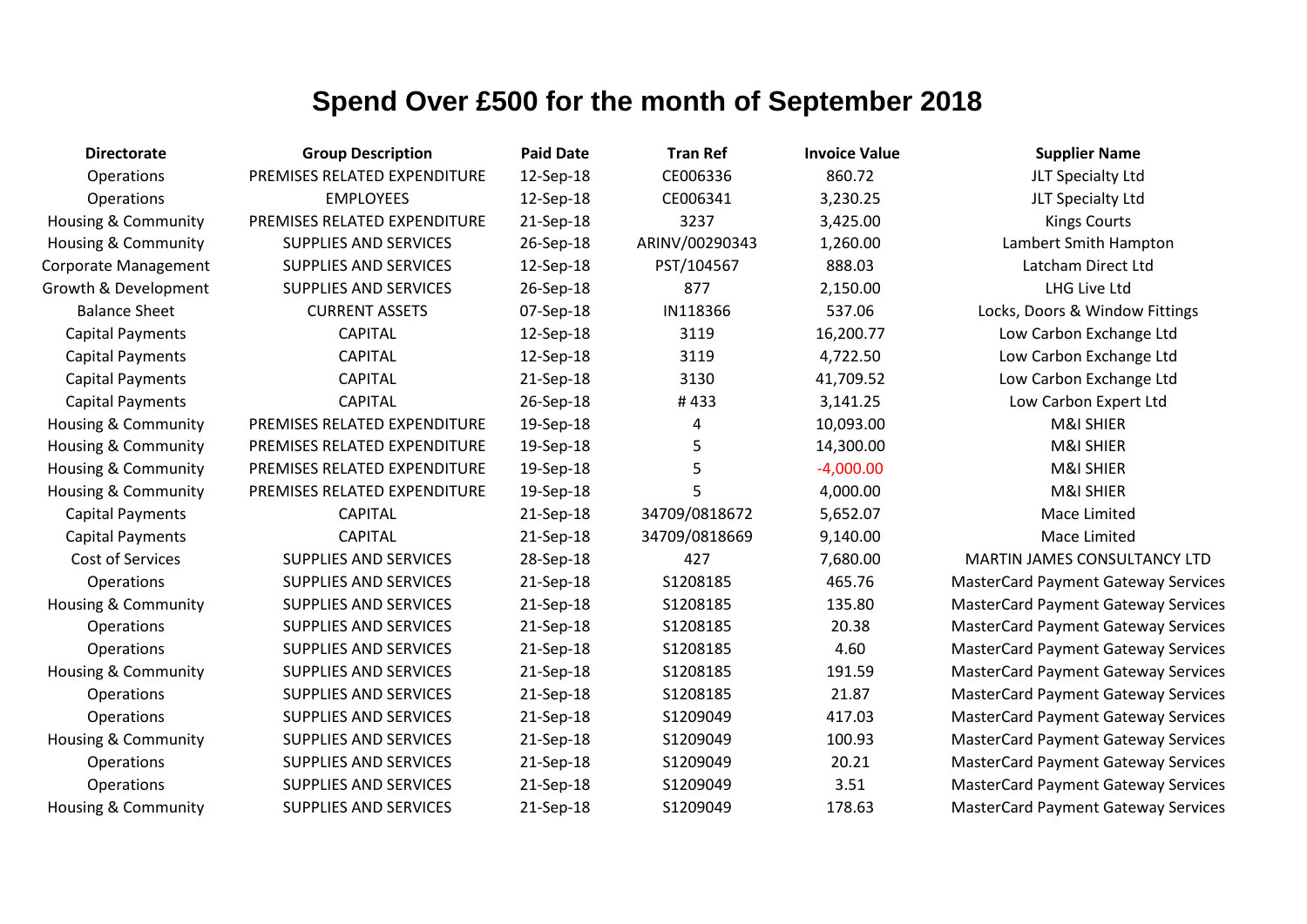# Spend Over £500 for the month of September 2018

| Directorate | Group Description | Paid Date | Tran Ref | Invoice Value | Supplier Name |
|---|---|---|---|---|---|
| Operations | PREMISES RELATED EXPENDITURE | 12-Sep-18 | CE006336 | 860.72 | JLT Specialty Ltd |
| Operations | EMPLOYEES | 12-Sep-18 | CE006341 | 3,230.25 | JLT Specialty Ltd |
| Housing & Community | PREMISES RELATED EXPENDITURE | 21-Sep-18 | 3237 | 3,425.00 | Kings Courts |
| Housing & Community | SUPPLIES AND SERVICES | 26-Sep-18 | ARINV/00290343 | 1,260.00 | Lambert Smith Hampton |
| Corporate Management | SUPPLIES AND SERVICES | 12-Sep-18 | PST/104567 | 888.03 | Latcham Direct Ltd |
| Growth & Development | SUPPLIES AND SERVICES | 26-Sep-18 | 877 | 2,150.00 | LHG Live Ltd |
| Balance Sheet | CURRENT ASSETS | 07-Sep-18 | IN118366 | 537.06 | Locks, Doors & Window Fittings |
| Capital Payments | CAPITAL | 12-Sep-18 | 3119 | 16,200.77 | Low Carbon Exchange Ltd |
| Capital Payments | CAPITAL | 12-Sep-18 | 3119 | 4,722.50 | Low Carbon Exchange Ltd |
| Capital Payments | CAPITAL | 21-Sep-18 | 3130 | 41,709.52 | Low Carbon Exchange Ltd |
| Capital Payments | CAPITAL | 26-Sep-18 | # 433 | 3,141.25 | Low Carbon Expert Ltd |
| Housing & Community | PREMISES RELATED EXPENDITURE | 19-Sep-18 | 4 | 10,093.00 | M&I SHIER |
| Housing & Community | PREMISES RELATED EXPENDITURE | 19-Sep-18 | 5 | 14,300.00 | M&I SHIER |
| Housing & Community | PREMISES RELATED EXPENDITURE | 19-Sep-18 | 5 | -4,000.00 | M&I SHIER |
| Housing & Community | PREMISES RELATED EXPENDITURE | 19-Sep-18 | 5 | 4,000.00 | M&I SHIER |
| Capital Payments | CAPITAL | 21-Sep-18 | 34709/0818672 | 5,652.07 | Mace Limited |
| Capital Payments | CAPITAL | 21-Sep-18 | 34709/0818669 | 9,140.00 | Mace Limited |
| Cost of Services | SUPPLIES AND SERVICES | 28-Sep-18 | 427 | 7,680.00 | MARTIN JAMES CONSULTANCY LTD |
| Operations | SUPPLIES AND SERVICES | 21-Sep-18 | S1208185 | 465.76 | MasterCard Payment Gateway Services |
| Housing & Community | SUPPLIES AND SERVICES | 21-Sep-18 | S1208185 | 135.80 | MasterCard Payment Gateway Services |
| Operations | SUPPLIES AND SERVICES | 21-Sep-18 | S1208185 | 20.38 | MasterCard Payment Gateway Services |
| Operations | SUPPLIES AND SERVICES | 21-Sep-18 | S1208185 | 4.60 | MasterCard Payment Gateway Services |
| Housing & Community | SUPPLIES AND SERVICES | 21-Sep-18 | S1208185 | 191.59 | MasterCard Payment Gateway Services |
| Operations | SUPPLIES AND SERVICES | 21-Sep-18 | S1208185 | 21.87 | MasterCard Payment Gateway Services |
| Operations | SUPPLIES AND SERVICES | 21-Sep-18 | S1209049 | 417.03 | MasterCard Payment Gateway Services |
| Housing & Community | SUPPLIES AND SERVICES | 21-Sep-18 | S1209049 | 100.93 | MasterCard Payment Gateway Services |
| Operations | SUPPLIES AND SERVICES | 21-Sep-18 | S1209049 | 20.21 | MasterCard Payment Gateway Services |
| Operations | SUPPLIES AND SERVICES | 21-Sep-18 | S1209049 | 3.51 | MasterCard Payment Gateway Services |
| Housing & Community | SUPPLIES AND SERVICES | 21-Sep-18 | S1209049 | 178.63 | MasterCard Payment Gateway Services |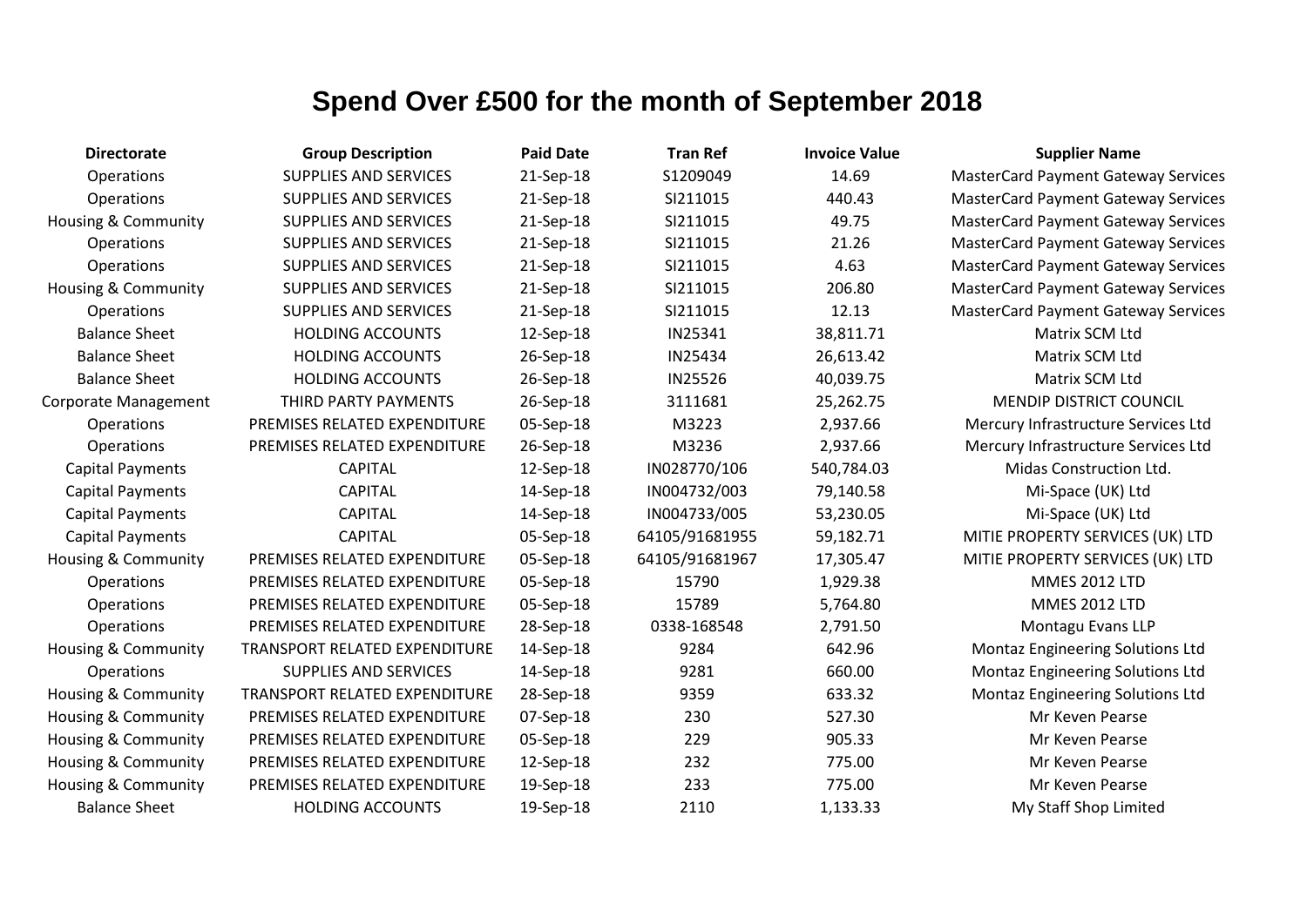# Spend Over £500 for the month of September 2018

| Directorate | Group Description | Paid Date | Tran Ref | Invoice Value | Supplier Name |
|---|---|---|---|---|---|
| Operations | SUPPLIES AND SERVICES | 21-Sep-18 | S1209049 | 14.69 | MasterCard Payment Gateway Services |
| Operations | SUPPLIES AND SERVICES | 21-Sep-18 | SI211015 | 440.43 | MasterCard Payment Gateway Services |
| Housing & Community | SUPPLIES AND SERVICES | 21-Sep-18 | SI211015 | 49.75 | MasterCard Payment Gateway Services |
| Operations | SUPPLIES AND SERVICES | 21-Sep-18 | SI211015 | 21.26 | MasterCard Payment Gateway Services |
| Operations | SUPPLIES AND SERVICES | 21-Sep-18 | SI211015 | 4.63 | MasterCard Payment Gateway Services |
| Housing & Community | SUPPLIES AND SERVICES | 21-Sep-18 | SI211015 | 206.80 | MasterCard Payment Gateway Services |
| Operations | SUPPLIES AND SERVICES | 21-Sep-18 | SI211015 | 12.13 | MasterCard Payment Gateway Services |
| Balance Sheet | HOLDING ACCOUNTS | 12-Sep-18 | IN25341 | 38,811.71 | Matrix SCM Ltd |
| Balance Sheet | HOLDING ACCOUNTS | 26-Sep-18 | IN25434 | 26,613.42 | Matrix SCM Ltd |
| Balance Sheet | HOLDING ACCOUNTS | 26-Sep-18 | IN25526 | 40,039.75 | Matrix SCM Ltd |
| Corporate Management | THIRD PARTY PAYMENTS | 26-Sep-18 | 3111681 | 25,262.75 | MENDIP DISTRICT COUNCIL |
| Operations | PREMISES RELATED EXPENDITURE | 05-Sep-18 | M3223 | 2,937.66 | Mercury Infrastructure Services Ltd |
| Operations | PREMISES RELATED EXPENDITURE | 26-Sep-18 | M3236 | 2,937.66 | Mercury Infrastructure Services Ltd |
| Capital Payments | CAPITAL | 12-Sep-18 | IN028770/106 | 540,784.03 | Midas Construction Ltd. |
| Capital Payments | CAPITAL | 14-Sep-18 | IN004732/003 | 79,140.58 | Mi-Space (UK) Ltd |
| Capital Payments | CAPITAL | 14-Sep-18 | IN004733/005 | 53,230.05 | Mi-Space (UK) Ltd |
| Capital Payments | CAPITAL | 05-Sep-18 | 64105/91681955 | 59,182.71 | MITIE PROPERTY SERVICES (UK) LTD |
| Housing & Community | PREMISES RELATED EXPENDITURE | 05-Sep-18 | 64105/91681967 | 17,305.47 | MITIE PROPERTY SERVICES (UK) LTD |
| Operations | PREMISES RELATED EXPENDITURE | 05-Sep-18 | 15790 | 1,929.38 | MMES 2012 LTD |
| Operations | PREMISES RELATED EXPENDITURE | 05-Sep-18 | 15789 | 5,764.80 | MMES 2012 LTD |
| Operations | PREMISES RELATED EXPENDITURE | 28-Sep-18 | 0338-168548 | 2,791.50 | Montagu Evans LLP |
| Housing & Community | TRANSPORT RELATED EXPENDITURE | 14-Sep-18 | 9284 | 642.96 | Montaz Engineering Solutions Ltd |
| Operations | SUPPLIES AND SERVICES | 14-Sep-18 | 9281 | 660.00 | Montaz Engineering Solutions Ltd |
| Housing & Community | TRANSPORT RELATED EXPENDITURE | 28-Sep-18 | 9359 | 633.32 | Montaz Engineering Solutions Ltd |
| Housing & Community | PREMISES RELATED EXPENDITURE | 07-Sep-18 | 230 | 527.30 | Mr Keven Pearse |
| Housing & Community | PREMISES RELATED EXPENDITURE | 05-Sep-18 | 229 | 905.33 | Mr Keven Pearse |
| Housing & Community | PREMISES RELATED EXPENDITURE | 12-Sep-18 | 232 | 775.00 | Mr Keven Pearse |
| Housing & Community | PREMISES RELATED EXPENDITURE | 19-Sep-18 | 233 | 775.00 | Mr Keven Pearse |
| Balance Sheet | HOLDING ACCOUNTS | 19-Sep-18 | 2110 | 1,133.33 | My Staff Shop Limited |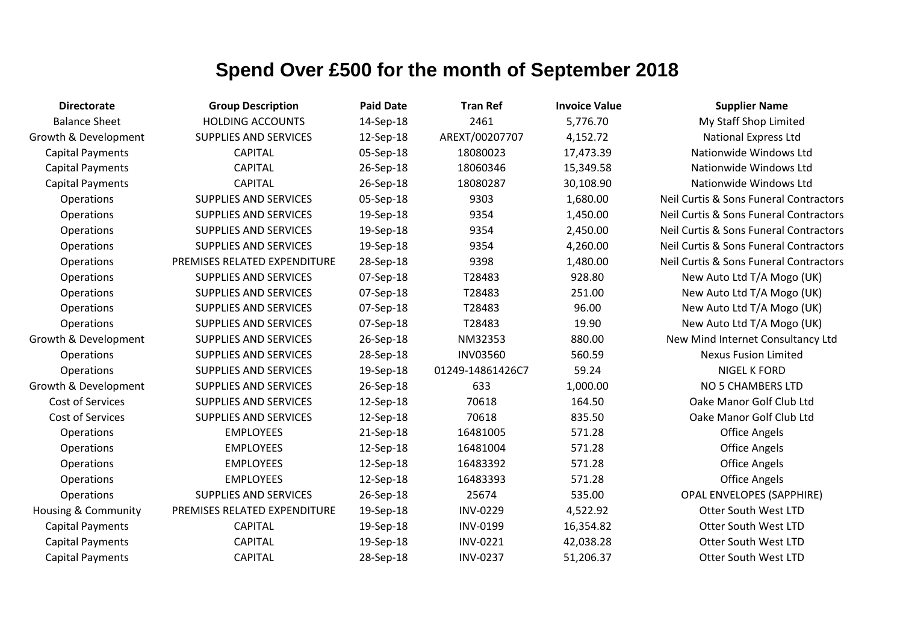# Spend Over £500 for the month of September 2018

| Directorate | Group Description | Paid Date | Tran Ref | Invoice Value | Supplier Name |
|---|---|---|---|---|---|
| Balance Sheet | HOLDING ACCOUNTS | 14-Sep-18 | 2461 | 5,776.70 | My Staff Shop Limited |
| Growth & Development | SUPPLIES AND SERVICES | 12-Sep-18 | AREXT/00207707 | 4,152.72 | National Express Ltd |
| Capital Payments | CAPITAL | 05-Sep-18 | 18080023 | 17,473.39 | Nationwide Windows Ltd |
| Capital Payments | CAPITAL | 26-Sep-18 | 18060346 | 15,349.58 | Nationwide Windows Ltd |
| Capital Payments | CAPITAL | 26-Sep-18 | 18080287 | 30,108.90 | Nationwide Windows Ltd |
| Operations | SUPPLIES AND SERVICES | 05-Sep-18 | 9303 | 1,680.00 | Neil Curtis & Sons Funeral Contractors |
| Operations | SUPPLIES AND SERVICES | 19-Sep-18 | 9354 | 1,450.00 | Neil Curtis & Sons Funeral Contractors |
| Operations | SUPPLIES AND SERVICES | 19-Sep-18 | 9354 | 2,450.00 | Neil Curtis & Sons Funeral Contractors |
| Operations | SUPPLIES AND SERVICES | 19-Sep-18 | 9354 | 4,260.00 | Neil Curtis & Sons Funeral Contractors |
| Operations | PREMISES RELATED EXPENDITURE | 28-Sep-18 | 9398 | 1,480.00 | Neil Curtis & Sons Funeral Contractors |
| Operations | SUPPLIES AND SERVICES | 07-Sep-18 | T28483 | 928.80 | New Auto Ltd T/A Mogo (UK) |
| Operations | SUPPLIES AND SERVICES | 07-Sep-18 | T28483 | 251.00 | New Auto Ltd T/A Mogo (UK) |
| Operations | SUPPLIES AND SERVICES | 07-Sep-18 | T28483 | 96.00 | New Auto Ltd T/A Mogo (UK) |
| Operations | SUPPLIES AND SERVICES | 07-Sep-18 | T28483 | 19.90 | New Auto Ltd T/A Mogo (UK) |
| Growth & Development | SUPPLIES AND SERVICES | 26-Sep-18 | NM32353 | 880.00 | New Mind Internet Consultancy Ltd |
| Operations | SUPPLIES AND SERVICES | 28-Sep-18 | INV03560 | 560.59 | Nexus Fusion Limited |
| Operations | SUPPLIES AND SERVICES | 19-Sep-18 | 01249-14861426C7 | 59.24 | NIGEL K FORD |
| Growth & Development | SUPPLIES AND SERVICES | 26-Sep-18 | 633 | 1,000.00 | NO 5 CHAMBERS LTD |
| Cost of Services | SUPPLIES AND SERVICES | 12-Sep-18 | 70618 | 164.50 | Oake Manor Golf Club Ltd |
| Cost of Services | SUPPLIES AND SERVICES | 12-Sep-18 | 70618 | 835.50 | Oake Manor Golf Club Ltd |
| Operations | EMPLOYEES | 21-Sep-18 | 16481005 | 571.28 | Office Angels |
| Operations | EMPLOYEES | 12-Sep-18 | 16481004 | 571.28 | Office Angels |
| Operations | EMPLOYEES | 12-Sep-18 | 16483392 | 571.28 | Office Angels |
| Operations | EMPLOYEES | 12-Sep-18 | 16483393 | 571.28 | Office Angels |
| Operations | SUPPLIES AND SERVICES | 26-Sep-18 | 25674 | 535.00 | OPAL ENVELOPES (SAPPHIRE) |
| Housing & Community | PREMISES RELATED EXPENDITURE | 19-Sep-18 | INV-0229 | 4,522.92 | Otter South West LTD |
| Capital Payments | CAPITAL | 19-Sep-18 | INV-0199 | 16,354.82 | Otter South West LTD |
| Capital Payments | CAPITAL | 19-Sep-18 | INV-0221 | 42,038.28 | Otter South West LTD |
| Capital Payments | CAPITAL | 28-Sep-18 | INV-0237 | 51,206.37 | Otter South West LTD |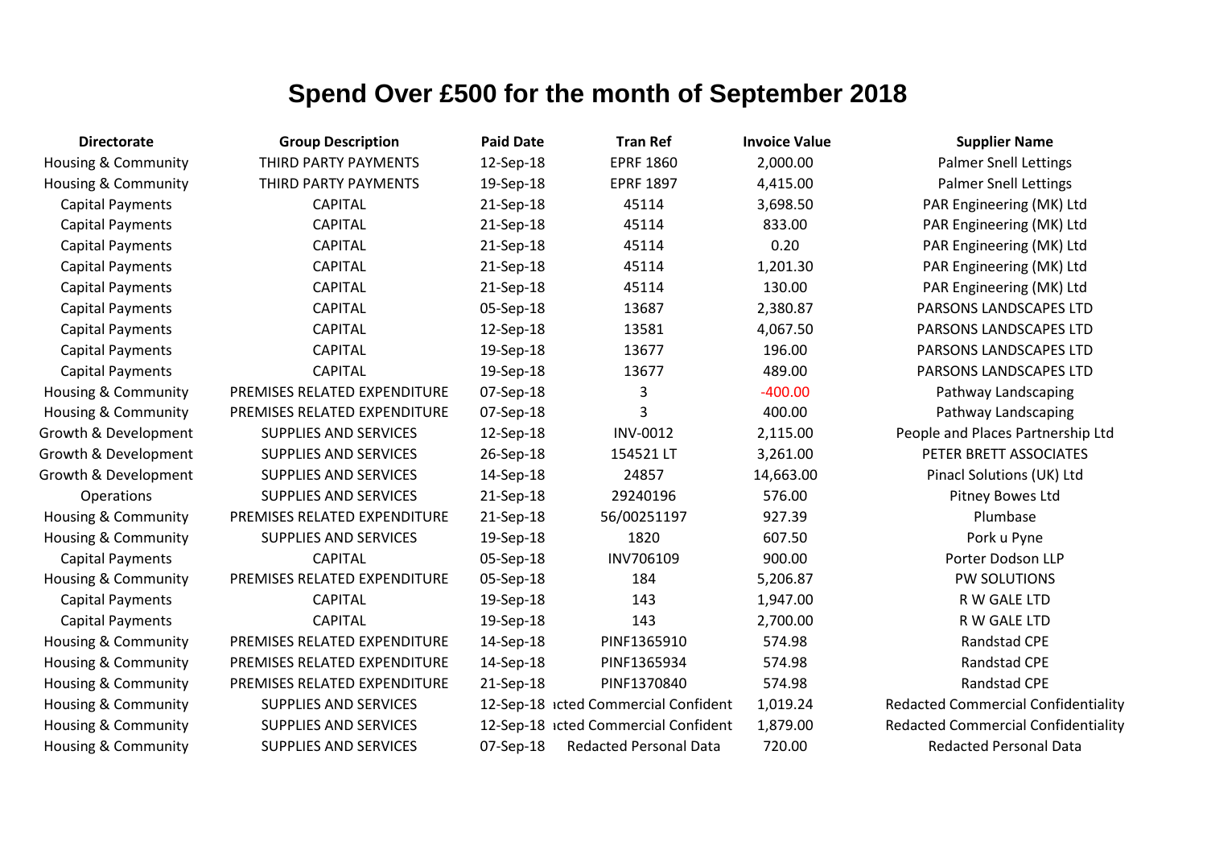# Spend Over £500 for the month of September 2018

| Directorate | Group Description | Paid Date | Tran Ref | Invoice Value | Supplier Name |
|---|---|---|---|---|---|
| Housing & Community | THIRD PARTY PAYMENTS | 12-Sep-18 | EPRF 1860 | 2,000.00 | Palmer Snell Lettings |
| Housing & Community | THIRD PARTY PAYMENTS | 19-Sep-18 | EPRF 1897 | 4,415.00 | Palmer Snell Lettings |
| Capital Payments | CAPITAL | 21-Sep-18 | 45114 | 3,698.50 | PAR Engineering (MK) Ltd |
| Capital Payments | CAPITAL | 21-Sep-18 | 45114 | 833.00 | PAR Engineering (MK) Ltd |
| Capital Payments | CAPITAL | 21-Sep-18 | 45114 | 0.20 | PAR Engineering (MK) Ltd |
| Capital Payments | CAPITAL | 21-Sep-18 | 45114 | 1,201.30 | PAR Engineering (MK) Ltd |
| Capital Payments | CAPITAL | 21-Sep-18 | 45114 | 130.00 | PAR Engineering (MK) Ltd |
| Capital Payments | CAPITAL | 05-Sep-18 | 13687 | 2,380.87 | PARSONS LANDSCAPES LTD |
| Capital Payments | CAPITAL | 12-Sep-18 | 13581 | 4,067.50 | PARSONS LANDSCAPES LTD |
| Capital Payments | CAPITAL | 19-Sep-18 | 13677 | 196.00 | PARSONS LANDSCAPES LTD |
| Capital Payments | CAPITAL | 19-Sep-18 | 13677 | 489.00 | PARSONS LANDSCAPES LTD |
| Housing & Community | PREMISES RELATED EXPENDITURE | 07-Sep-18 | 3 | -400.00 | Pathway Landscaping |
| Housing & Community | PREMISES RELATED EXPENDITURE | 07-Sep-18 | 3 | 400.00 | Pathway Landscaping |
| Growth & Development | SUPPLIES AND SERVICES | 12-Sep-18 | INV-0012 | 2,115.00 | People and Places Partnership Ltd |
| Growth & Development | SUPPLIES AND SERVICES | 26-Sep-18 | 154521 LT | 3,261.00 | PETER BRETT ASSOCIATES |
| Growth & Development | SUPPLIES AND SERVICES | 14-Sep-18 | 24857 | 14,663.00 | Pinacl Solutions (UK) Ltd |
| Operations | SUPPLIES AND SERVICES | 21-Sep-18 | 29240196 | 576.00 | Pitney Bowes Ltd |
| Housing & Community | PREMISES RELATED EXPENDITURE | 21-Sep-18 | 56/00251197 | 927.39 | Plumbase |
| Housing & Community | SUPPLIES AND SERVICES | 19-Sep-18 | 1820 | 607.50 | Pork u Pyne |
| Capital Payments | CAPITAL | 05-Sep-18 | INV706109 | 900.00 | Porter Dodson LLP |
| Housing & Community | PREMISES RELATED EXPENDITURE | 05-Sep-18 | 184 | 5,206.87 | PW SOLUTIONS |
| Capital Payments | CAPITAL | 19-Sep-18 | 143 | 1,947.00 | R W GALE LTD |
| Capital Payments | CAPITAL | 19-Sep-18 | 143 | 2,700.00 | R W GALE LTD |
| Housing & Community | PREMISES RELATED EXPENDITURE | 14-Sep-18 | PINF1365910 | 574.98 | Randstad CPE |
| Housing & Community | PREMISES RELATED EXPENDITURE | 14-Sep-18 | PINF1365934 | 574.98 | Randstad CPE |
| Housing & Community | PREMISES RELATED EXPENDITURE | 21-Sep-18 | PINF1370840 | 574.98 | Randstad CPE |
| Housing & Community | SUPPLIES AND SERVICES | 12-Sep-18 | ıcted Commercial Confident | 1,019.24 | Redacted Commercial Confidentiality |
| Housing & Community | SUPPLIES AND SERVICES | 12-Sep-18 | ıcted Commercial Confident | 1,879.00 | Redacted Commercial Confidentiality |
| Housing & Community | SUPPLIES AND SERVICES | 07-Sep-18 | Redacted Personal Data | 720.00 | Redacted Personal Data |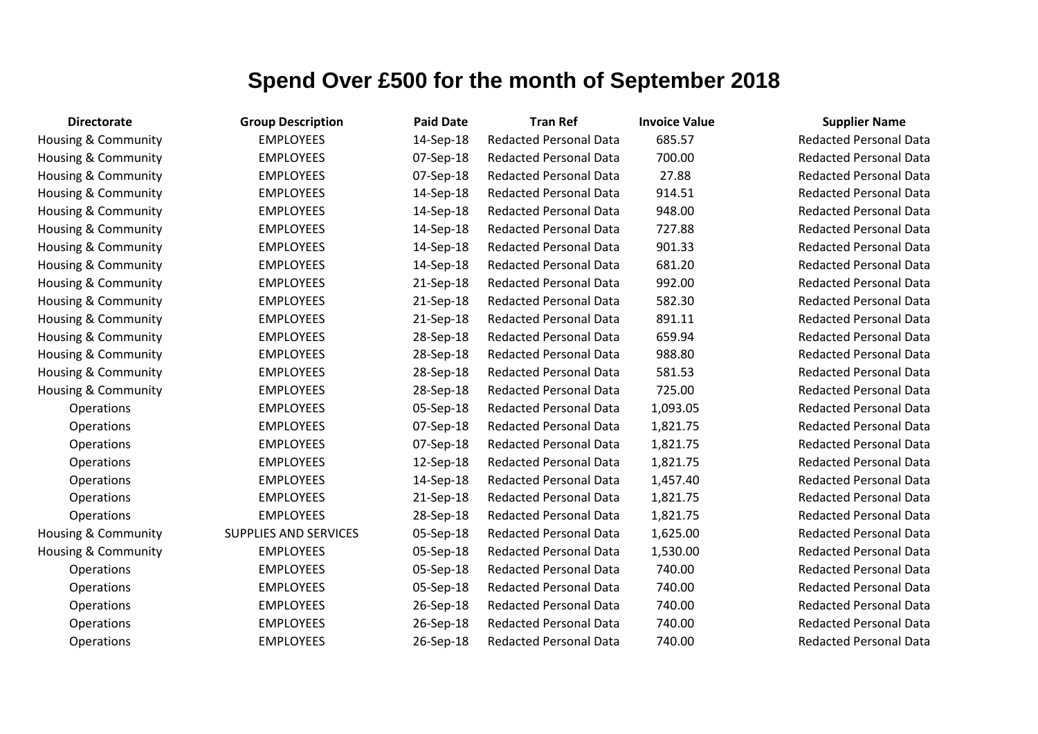# Spend Over £500 for the month of September 2018

| Directorate | Group Description | Paid Date | Tran Ref | Invoice Value | Supplier Name |
|---|---|---|---|---|---|
| Housing & Community | EMPLOYEES | 14-Sep-18 | Redacted Personal Data | 685.57 | Redacted Personal Data |
| Housing & Community | EMPLOYEES | 07-Sep-18 | Redacted Personal Data | 700.00 | Redacted Personal Data |
| Housing & Community | EMPLOYEES | 07-Sep-18 | Redacted Personal Data | 27.88 | Redacted Personal Data |
| Housing & Community | EMPLOYEES | 14-Sep-18 | Redacted Personal Data | 914.51 | Redacted Personal Data |
| Housing & Community | EMPLOYEES | 14-Sep-18 | Redacted Personal Data | 948.00 | Redacted Personal Data |
| Housing & Community | EMPLOYEES | 14-Sep-18 | Redacted Personal Data | 727.88 | Redacted Personal Data |
| Housing & Community | EMPLOYEES | 14-Sep-18 | Redacted Personal Data | 901.33 | Redacted Personal Data |
| Housing & Community | EMPLOYEES | 14-Sep-18 | Redacted Personal Data | 681.20 | Redacted Personal Data |
| Housing & Community | EMPLOYEES | 21-Sep-18 | Redacted Personal Data | 992.00 | Redacted Personal Data |
| Housing & Community | EMPLOYEES | 21-Sep-18 | Redacted Personal Data | 582.30 | Redacted Personal Data |
| Housing & Community | EMPLOYEES | 21-Sep-18 | Redacted Personal Data | 891.11 | Redacted Personal Data |
| Housing & Community | EMPLOYEES | 28-Sep-18 | Redacted Personal Data | 659.94 | Redacted Personal Data |
| Housing & Community | EMPLOYEES | 28-Sep-18 | Redacted Personal Data | 988.80 | Redacted Personal Data |
| Housing & Community | EMPLOYEES | 28-Sep-18 | Redacted Personal Data | 581.53 | Redacted Personal Data |
| Housing & Community | EMPLOYEES | 28-Sep-18 | Redacted Personal Data | 725.00 | Redacted Personal Data |
| Operations | EMPLOYEES | 05-Sep-18 | Redacted Personal Data | 1,093.05 | Redacted Personal Data |
| Operations | EMPLOYEES | 07-Sep-18 | Redacted Personal Data | 1,821.75 | Redacted Personal Data |
| Operations | EMPLOYEES | 07-Sep-18 | Redacted Personal Data | 1,821.75 | Redacted Personal Data |
| Operations | EMPLOYEES | 12-Sep-18 | Redacted Personal Data | 1,821.75 | Redacted Personal Data |
| Operations | EMPLOYEES | 14-Sep-18 | Redacted Personal Data | 1,457.40 | Redacted Personal Data |
| Operations | EMPLOYEES | 21-Sep-18 | Redacted Personal Data | 1,821.75 | Redacted Personal Data |
| Operations | EMPLOYEES | 28-Sep-18 | Redacted Personal Data | 1,821.75 | Redacted Personal Data |
| Housing & Community | SUPPLIES AND SERVICES | 05-Sep-18 | Redacted Personal Data | 1,625.00 | Redacted Personal Data |
| Housing & Community | EMPLOYEES | 05-Sep-18 | Redacted Personal Data | 1,530.00 | Redacted Personal Data |
| Operations | EMPLOYEES | 05-Sep-18 | Redacted Personal Data | 740.00 | Redacted Personal Data |
| Operations | EMPLOYEES | 05-Sep-18 | Redacted Personal Data | 740.00 | Redacted Personal Data |
| Operations | EMPLOYEES | 26-Sep-18 | Redacted Personal Data | 740.00 | Redacted Personal Data |
| Operations | EMPLOYEES | 26-Sep-18 | Redacted Personal Data | 740.00 | Redacted Personal Data |
| Operations | EMPLOYEES | 26-Sep-18 | Redacted Personal Data | 740.00 | Redacted Personal Data |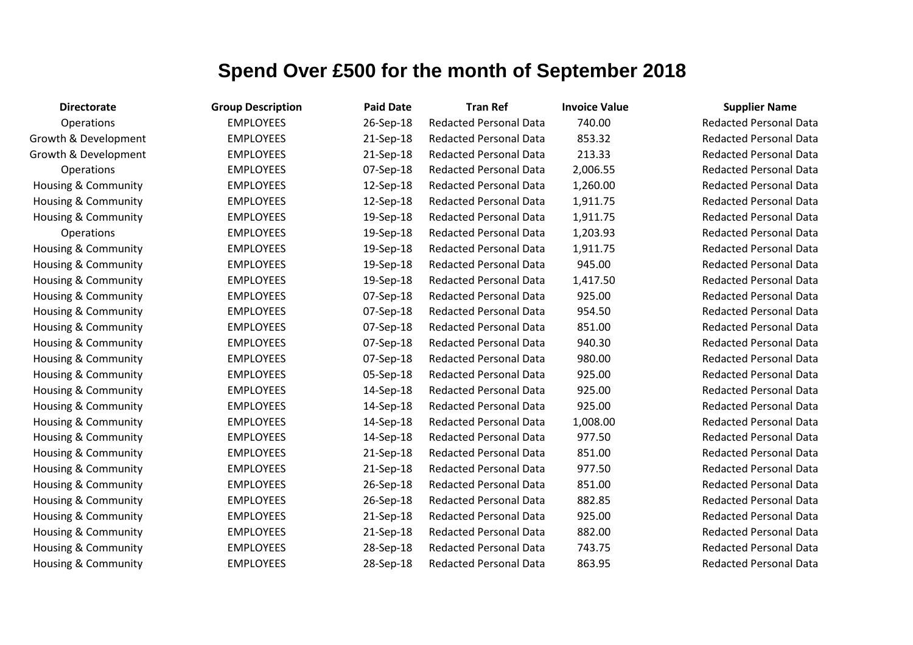# Spend Over £500 for the month of September 2018

| Directorate | Group Description | Paid Date | Tran Ref | Invoice Value | Supplier Name |
|---|---|---|---|---|---|
| Operations | EMPLOYEES | 26-Sep-18 | Redacted Personal Data | 740.00 | Redacted Personal Data |
| Growth & Development | EMPLOYEES | 21-Sep-18 | Redacted Personal Data | 853.32 | Redacted Personal Data |
| Growth & Development | EMPLOYEES | 21-Sep-18 | Redacted Personal Data | 213.33 | Redacted Personal Data |
| Operations | EMPLOYEES | 07-Sep-18 | Redacted Personal Data | 2,006.55 | Redacted Personal Data |
| Housing & Community | EMPLOYEES | 12-Sep-18 | Redacted Personal Data | 1,260.00 | Redacted Personal Data |
| Housing & Community | EMPLOYEES | 12-Sep-18 | Redacted Personal Data | 1,911.75 | Redacted Personal Data |
| Housing & Community | EMPLOYEES | 19-Sep-18 | Redacted Personal Data | 1,911.75 | Redacted Personal Data |
| Operations | EMPLOYEES | 19-Sep-18 | Redacted Personal Data | 1,203.93 | Redacted Personal Data |
| Housing & Community | EMPLOYEES | 19-Sep-18 | Redacted Personal Data | 1,911.75 | Redacted Personal Data |
| Housing & Community | EMPLOYEES | 19-Sep-18 | Redacted Personal Data | 945.00 | Redacted Personal Data |
| Housing & Community | EMPLOYEES | 19-Sep-18 | Redacted Personal Data | 1,417.50 | Redacted Personal Data |
| Housing & Community | EMPLOYEES | 07-Sep-18 | Redacted Personal Data | 925.00 | Redacted Personal Data |
| Housing & Community | EMPLOYEES | 07-Sep-18 | Redacted Personal Data | 954.50 | Redacted Personal Data |
| Housing & Community | EMPLOYEES | 07-Sep-18 | Redacted Personal Data | 851.00 | Redacted Personal Data |
| Housing & Community | EMPLOYEES | 07-Sep-18 | Redacted Personal Data | 940.30 | Redacted Personal Data |
| Housing & Community | EMPLOYEES | 07-Sep-18 | Redacted Personal Data | 980.00 | Redacted Personal Data |
| Housing & Community | EMPLOYEES | 05-Sep-18 | Redacted Personal Data | 925.00 | Redacted Personal Data |
| Housing & Community | EMPLOYEES | 14-Sep-18 | Redacted Personal Data | 925.00 | Redacted Personal Data |
| Housing & Community | EMPLOYEES | 14-Sep-18 | Redacted Personal Data | 925.00 | Redacted Personal Data |
| Housing & Community | EMPLOYEES | 14-Sep-18 | Redacted Personal Data | 1,008.00 | Redacted Personal Data |
| Housing & Community | EMPLOYEES | 14-Sep-18 | Redacted Personal Data | 977.50 | Redacted Personal Data |
| Housing & Community | EMPLOYEES | 21-Sep-18 | Redacted Personal Data | 851.00 | Redacted Personal Data |
| Housing & Community | EMPLOYEES | 21-Sep-18 | Redacted Personal Data | 977.50 | Redacted Personal Data |
| Housing & Community | EMPLOYEES | 26-Sep-18 | Redacted Personal Data | 851.00 | Redacted Personal Data |
| Housing & Community | EMPLOYEES | 26-Sep-18 | Redacted Personal Data | 882.85 | Redacted Personal Data |
| Housing & Community | EMPLOYEES | 21-Sep-18 | Redacted Personal Data | 925.00 | Redacted Personal Data |
| Housing & Community | EMPLOYEES | 21-Sep-18 | Redacted Personal Data | 882.00 | Redacted Personal Data |
| Housing & Community | EMPLOYEES | 28-Sep-18 | Redacted Personal Data | 743.75 | Redacted Personal Data |
| Housing & Community | EMPLOYEES | 28-Sep-18 | Redacted Personal Data | 863.95 | Redacted Personal Data |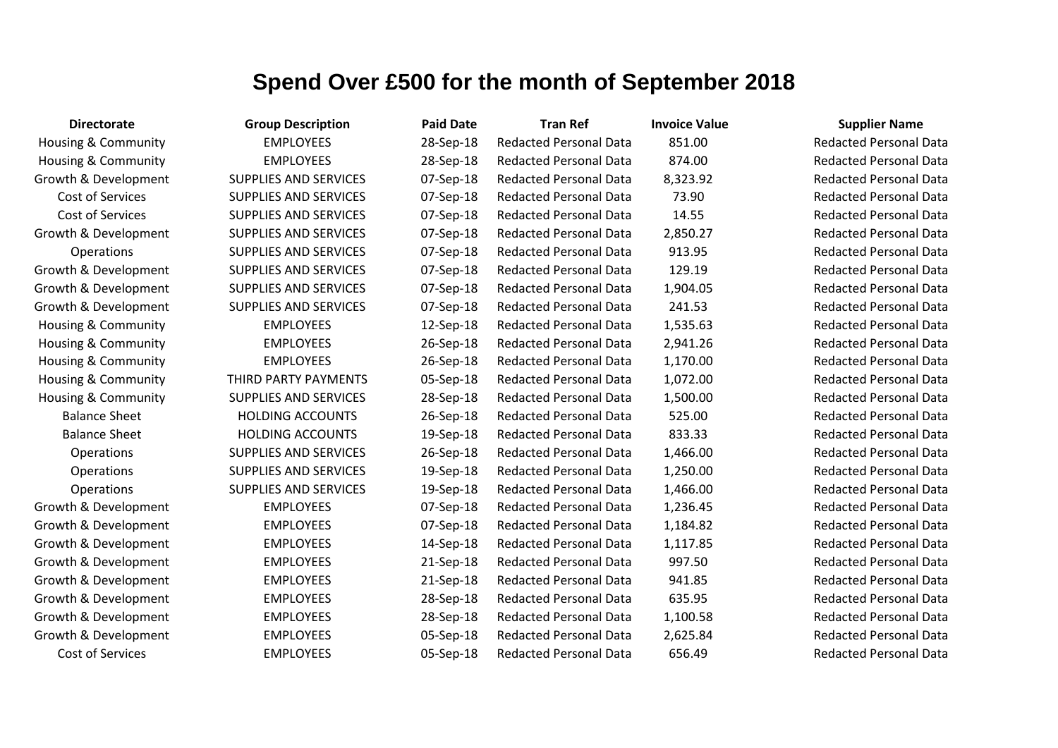# Spend Over £500 for the month of September 2018

| Directorate | Group Description | Paid Date | Tran Ref | Invoice Value | Supplier Name |
|---|---|---|---|---|---|
| Housing & Community | EMPLOYEES | 28-Sep-18 | Redacted Personal Data | 851.00 | Redacted Personal Data |
| Housing & Community | EMPLOYEES | 28-Sep-18 | Redacted Personal Data | 874.00 | Redacted Personal Data |
| Growth & Development | SUPPLIES AND SERVICES | 07-Sep-18 | Redacted Personal Data | 8,323.92 | Redacted Personal Data |
| Cost of Services | SUPPLIES AND SERVICES | 07-Sep-18 | Redacted Personal Data | 73.90 | Redacted Personal Data |
| Cost of Services | SUPPLIES AND SERVICES | 07-Sep-18 | Redacted Personal Data | 14.55 | Redacted Personal Data |
| Growth & Development | SUPPLIES AND SERVICES | 07-Sep-18 | Redacted Personal Data | 2,850.27 | Redacted Personal Data |
| Operations | SUPPLIES AND SERVICES | 07-Sep-18 | Redacted Personal Data | 913.95 | Redacted Personal Data |
| Growth & Development | SUPPLIES AND SERVICES | 07-Sep-18 | Redacted Personal Data | 129.19 | Redacted Personal Data |
| Growth & Development | SUPPLIES AND SERVICES | 07-Sep-18 | Redacted Personal Data | 1,904.05 | Redacted Personal Data |
| Growth & Development | SUPPLIES AND SERVICES | 07-Sep-18 | Redacted Personal Data | 241.53 | Redacted Personal Data |
| Housing & Community | EMPLOYEES | 12-Sep-18 | Redacted Personal Data | 1,535.63 | Redacted Personal Data |
| Housing & Community | EMPLOYEES | 26-Sep-18 | Redacted Personal Data | 2,941.26 | Redacted Personal Data |
| Housing & Community | EMPLOYEES | 26-Sep-18 | Redacted Personal Data | 1,170.00 | Redacted Personal Data |
| Housing & Community | THIRD PARTY PAYMENTS | 05-Sep-18 | Redacted Personal Data | 1,072.00 | Redacted Personal Data |
| Housing & Community | SUPPLIES AND SERVICES | 28-Sep-18 | Redacted Personal Data | 1,500.00 | Redacted Personal Data |
| Balance Sheet | HOLDING ACCOUNTS | 26-Sep-18 | Redacted Personal Data | 525.00 | Redacted Personal Data |
| Balance Sheet | HOLDING ACCOUNTS | 19-Sep-18 | Redacted Personal Data | 833.33 | Redacted Personal Data |
| Operations | SUPPLIES AND SERVICES | 26-Sep-18 | Redacted Personal Data | 1,466.00 | Redacted Personal Data |
| Operations | SUPPLIES AND SERVICES | 19-Sep-18 | Redacted Personal Data | 1,250.00 | Redacted Personal Data |
| Operations | SUPPLIES AND SERVICES | 19-Sep-18 | Redacted Personal Data | 1,466.00 | Redacted Personal Data |
| Growth & Development | EMPLOYEES | 07-Sep-18 | Redacted Personal Data | 1,236.45 | Redacted Personal Data |
| Growth & Development | EMPLOYEES | 07-Sep-18 | Redacted Personal Data | 1,184.82 | Redacted Personal Data |
| Growth & Development | EMPLOYEES | 14-Sep-18 | Redacted Personal Data | 1,117.85 | Redacted Personal Data |
| Growth & Development | EMPLOYEES | 21-Sep-18 | Redacted Personal Data | 997.50 | Redacted Personal Data |
| Growth & Development | EMPLOYEES | 21-Sep-18 | Redacted Personal Data | 941.85 | Redacted Personal Data |
| Growth & Development | EMPLOYEES | 28-Sep-18 | Redacted Personal Data | 635.95 | Redacted Personal Data |
| Growth & Development | EMPLOYEES | 28-Sep-18 | Redacted Personal Data | 1,100.58 | Redacted Personal Data |
| Growth & Development | EMPLOYEES | 05-Sep-18 | Redacted Personal Data | 2,625.84 | Redacted Personal Data |
| Cost of Services | EMPLOYEES | 05-Sep-18 | Redacted Personal Data | 656.49 | Redacted Personal Data |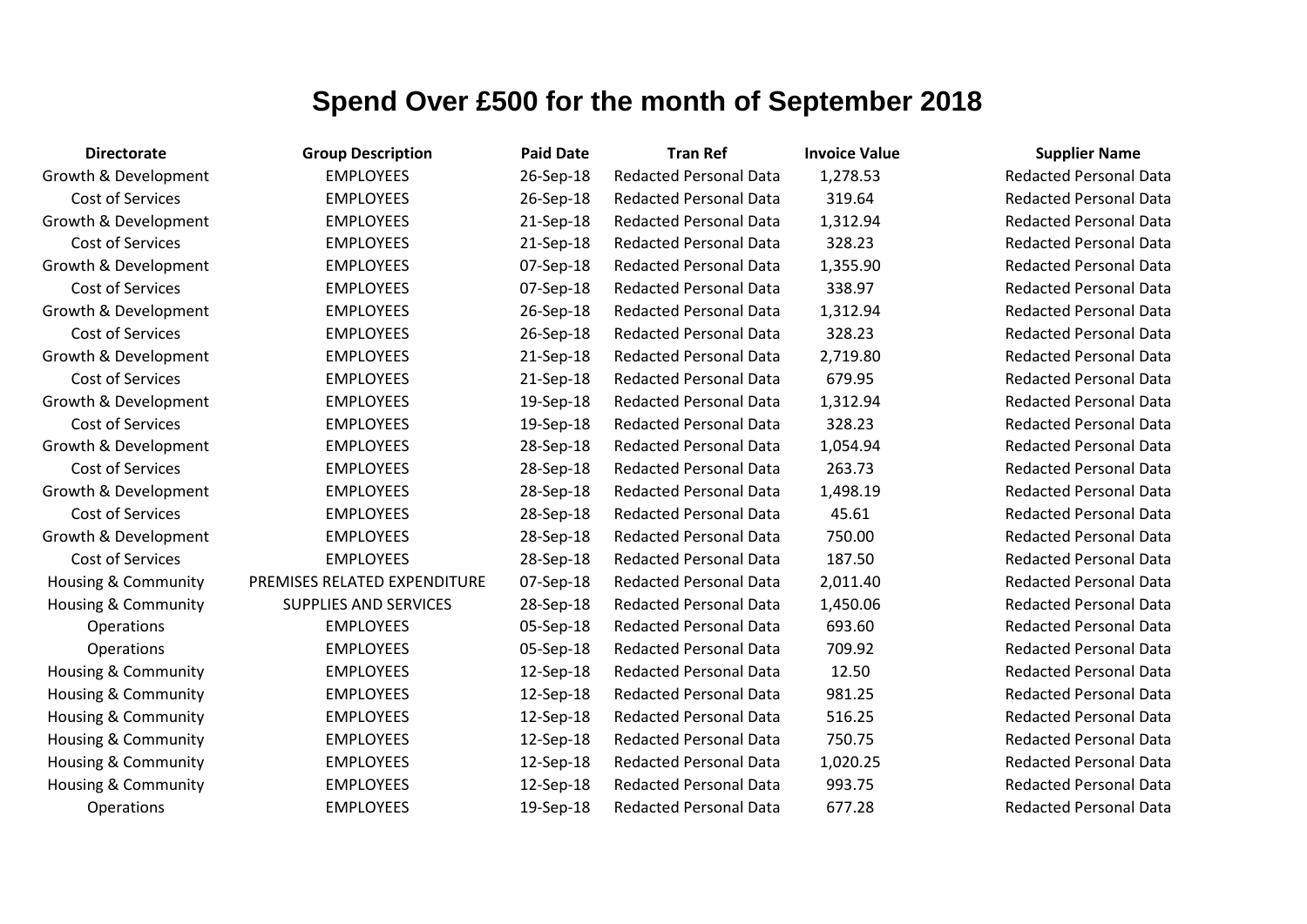# Spend Over £500 for the month of September 2018

| Directorate | Group Description | Paid Date | Tran Ref | Invoice Value | Supplier Name |
|---|---|---|---|---|---|
| Growth & Development | EMPLOYEES | 26-Sep-18 | Redacted Personal Data | 1,278.53 | Redacted Personal Data |
| Cost of Services | EMPLOYEES | 26-Sep-18 | Redacted Personal Data | 319.64 | Redacted Personal Data |
| Growth & Development | EMPLOYEES | 21-Sep-18 | Redacted Personal Data | 1,312.94 | Redacted Personal Data |
| Cost of Services | EMPLOYEES | 21-Sep-18 | Redacted Personal Data | 328.23 | Redacted Personal Data |
| Growth & Development | EMPLOYEES | 07-Sep-18 | Redacted Personal Data | 1,355.90 | Redacted Personal Data |
| Cost of Services | EMPLOYEES | 07-Sep-18 | Redacted Personal Data | 338.97 | Redacted Personal Data |
| Growth & Development | EMPLOYEES | 26-Sep-18 | Redacted Personal Data | 1,312.94 | Redacted Personal Data |
| Cost of Services | EMPLOYEES | 26-Sep-18 | Redacted Personal Data | 328.23 | Redacted Personal Data |
| Growth & Development | EMPLOYEES | 21-Sep-18 | Redacted Personal Data | 2,719.80 | Redacted Personal Data |
| Cost of Services | EMPLOYEES | 21-Sep-18 | Redacted Personal Data | 679.95 | Redacted Personal Data |
| Growth & Development | EMPLOYEES | 19-Sep-18 | Redacted Personal Data | 1,312.94 | Redacted Personal Data |
| Cost of Services | EMPLOYEES | 19-Sep-18 | Redacted Personal Data | 328.23 | Redacted Personal Data |
| Growth & Development | EMPLOYEES | 28-Sep-18 | Redacted Personal Data | 1,054.94 | Redacted Personal Data |
| Cost of Services | EMPLOYEES | 28-Sep-18 | Redacted Personal Data | 263.73 | Redacted Personal Data |
| Growth & Development | EMPLOYEES | 28-Sep-18 | Redacted Personal Data | 1,498.19 | Redacted Personal Data |
| Cost of Services | EMPLOYEES | 28-Sep-18 | Redacted Personal Data | 45.61 | Redacted Personal Data |
| Growth & Development | EMPLOYEES | 28-Sep-18 | Redacted Personal Data | 750.00 | Redacted Personal Data |
| Cost of Services | EMPLOYEES | 28-Sep-18 | Redacted Personal Data | 187.50 | Redacted Personal Data |
| Housing & Community | PREMISES RELATED EXPENDITURE | 07-Sep-18 | Redacted Personal Data | 2,011.40 | Redacted Personal Data |
| Housing & Community | SUPPLIES AND SERVICES | 28-Sep-18 | Redacted Personal Data | 1,450.06 | Redacted Personal Data |
| Operations | EMPLOYEES | 05-Sep-18 | Redacted Personal Data | 693.60 | Redacted Personal Data |
| Operations | EMPLOYEES | 05-Sep-18 | Redacted Personal Data | 709.92 | Redacted Personal Data |
| Housing & Community | EMPLOYEES | 12-Sep-18 | Redacted Personal Data | 12.50 | Redacted Personal Data |
| Housing & Community | EMPLOYEES | 12-Sep-18 | Redacted Personal Data | 981.25 | Redacted Personal Data |
| Housing & Community | EMPLOYEES | 12-Sep-18 | Redacted Personal Data | 516.25 | Redacted Personal Data |
| Housing & Community | EMPLOYEES | 12-Sep-18 | Redacted Personal Data | 750.75 | Redacted Personal Data |
| Housing & Community | EMPLOYEES | 12-Sep-18 | Redacted Personal Data | 1,020.25 | Redacted Personal Data |
| Housing & Community | EMPLOYEES | 12-Sep-18 | Redacted Personal Data | 993.75 | Redacted Personal Data |
| Operations | EMPLOYEES | 19-Sep-18 | Redacted Personal Data | 677.28 | Redacted Personal Data |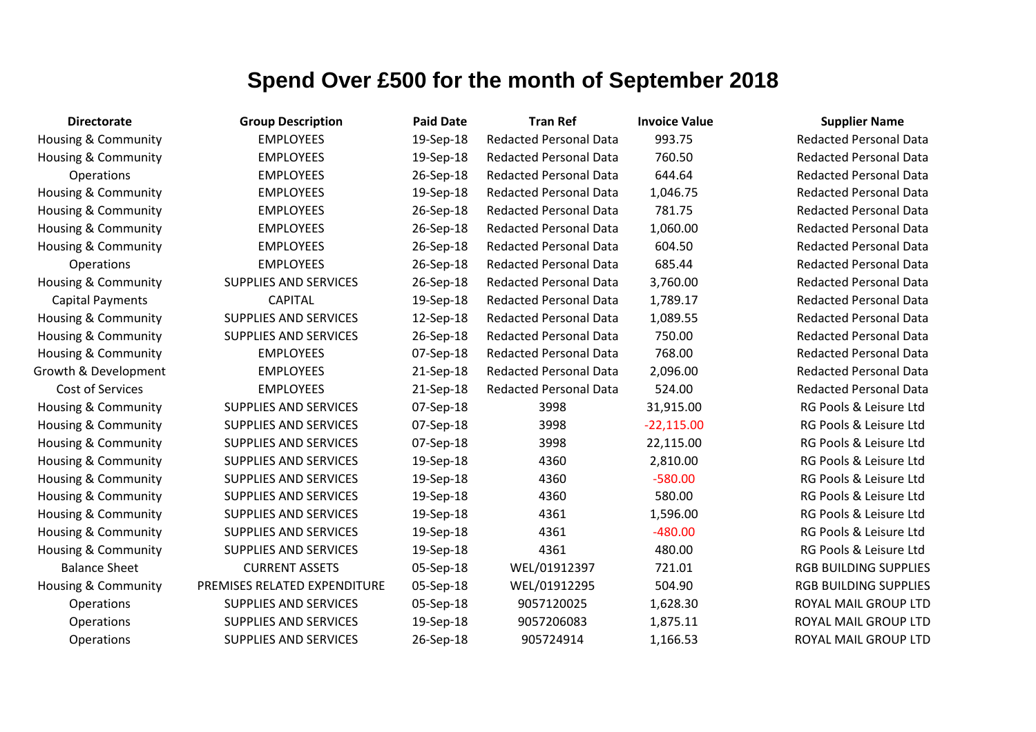# Spend Over £500 for the month of September 2018

| Directorate | Group Description | Paid Date | Tran Ref | Invoice Value | Supplier Name |
|---|---|---|---|---|---|
| Housing & Community | EMPLOYEES | 19-Sep-18 | Redacted Personal Data | 993.75 | Redacted Personal Data |
| Housing & Community | EMPLOYEES | 19-Sep-18 | Redacted Personal Data | 760.50 | Redacted Personal Data |
| Operations | EMPLOYEES | 26-Sep-18 | Redacted Personal Data | 644.64 | Redacted Personal Data |
| Housing & Community | EMPLOYEES | 19-Sep-18 | Redacted Personal Data | 1,046.75 | Redacted Personal Data |
| Housing & Community | EMPLOYEES | 26-Sep-18 | Redacted Personal Data | 781.75 | Redacted Personal Data |
| Housing & Community | EMPLOYEES | 26-Sep-18 | Redacted Personal Data | 1,060.00 | Redacted Personal Data |
| Housing & Community | EMPLOYEES | 26-Sep-18 | Redacted Personal Data | 604.50 | Redacted Personal Data |
| Operations | EMPLOYEES | 26-Sep-18 | Redacted Personal Data | 685.44 | Redacted Personal Data |
| Housing & Community | SUPPLIES AND SERVICES | 26-Sep-18 | Redacted Personal Data | 3,760.00 | Redacted Personal Data |
| Capital Payments | CAPITAL | 19-Sep-18 | Redacted Personal Data | 1,789.17 | Redacted Personal Data |
| Housing & Community | SUPPLIES AND SERVICES | 12-Sep-18 | Redacted Personal Data | 1,089.55 | Redacted Personal Data |
| Housing & Community | SUPPLIES AND SERVICES | 26-Sep-18 | Redacted Personal Data | 750.00 | Redacted Personal Data |
| Housing & Community | EMPLOYEES | 07-Sep-18 | Redacted Personal Data | 768.00 | Redacted Personal Data |
| Growth & Development | EMPLOYEES | 21-Sep-18 | Redacted Personal Data | 2,096.00 | Redacted Personal Data |
| Cost of Services | EMPLOYEES | 21-Sep-18 | Redacted Personal Data | 524.00 | Redacted Personal Data |
| Housing & Community | SUPPLIES AND SERVICES | 07-Sep-18 | 3998 | 31,915.00 | RG Pools & Leisure Ltd |
| Housing & Community | SUPPLIES AND SERVICES | 07-Sep-18 | 3998 | -22,115.00 | RG Pools & Leisure Ltd |
| Housing & Community | SUPPLIES AND SERVICES | 07-Sep-18 | 3998 | 22,115.00 | RG Pools & Leisure Ltd |
| Housing & Community | SUPPLIES AND SERVICES | 19-Sep-18 | 4360 | 2,810.00 | RG Pools & Leisure Ltd |
| Housing & Community | SUPPLIES AND SERVICES | 19-Sep-18 | 4360 | -580.00 | RG Pools & Leisure Ltd |
| Housing & Community | SUPPLIES AND SERVICES | 19-Sep-18 | 4360 | 580.00 | RG Pools & Leisure Ltd |
| Housing & Community | SUPPLIES AND SERVICES | 19-Sep-18 | 4361 | 1,596.00 | RG Pools & Leisure Ltd |
| Housing & Community | SUPPLIES AND SERVICES | 19-Sep-18 | 4361 | -480.00 | RG Pools & Leisure Ltd |
| Housing & Community | SUPPLIES AND SERVICES | 19-Sep-18 | 4361 | 480.00 | RG Pools & Leisure Ltd |
| Balance Sheet | CURRENT ASSETS | 05-Sep-18 | WEL/01912397 | 721.01 | RGB BUILDING SUPPLIES |
| Housing & Community | PREMISES RELATED EXPENDITURE | 05-Sep-18 | WEL/01912295 | 504.90 | RGB BUILDING SUPPLIES |
| Operations | SUPPLIES AND SERVICES | 05-Sep-18 | 9057120025 | 1,628.30 | ROYAL MAIL GROUP LTD |
| Operations | SUPPLIES AND SERVICES | 19-Sep-18 | 9057206083 | 1,875.11 | ROYAL MAIL GROUP LTD |
| Operations | SUPPLIES AND SERVICES | 26-Sep-18 | 905724914 | 1,166.53 | ROYAL MAIL GROUP LTD |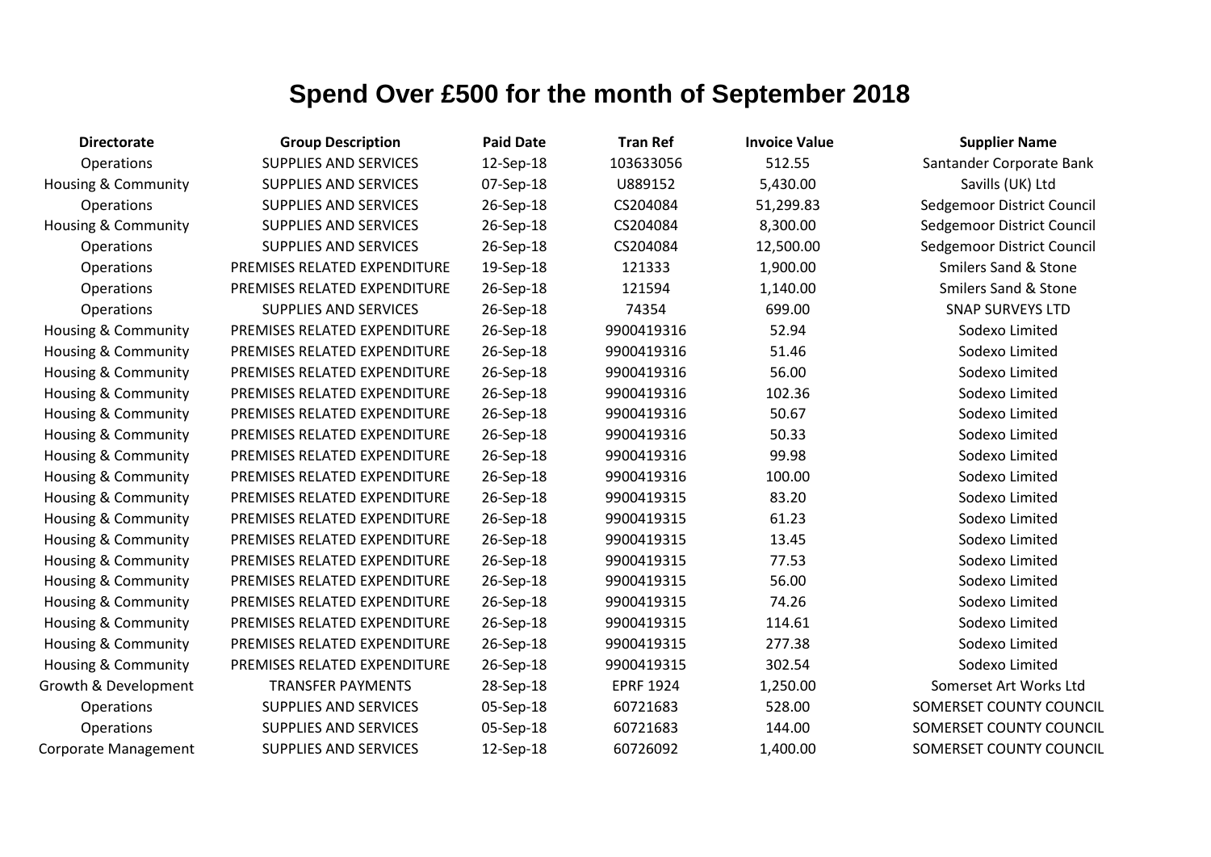# Spend Over £500 for the month of September 2018

| Directorate | Group Description | Paid Date | Tran Ref | Invoice Value | Supplier Name |
|---|---|---|---|---|---|
| Operations | SUPPLIES AND SERVICES | 12-Sep-18 | 103633056 | 512.55 | Santander Corporate Bank |
| Housing & Community | SUPPLIES AND SERVICES | 07-Sep-18 | U889152 | 5,430.00 | Savills (UK) Ltd |
| Operations | SUPPLIES AND SERVICES | 26-Sep-18 | CS204084 | 51,299.83 | Sedgemoor District Council |
| Housing & Community | SUPPLIES AND SERVICES | 26-Sep-18 | CS204084 | 8,300.00 | Sedgemoor District Council |
| Operations | SUPPLIES AND SERVICES | 26-Sep-18 | CS204084 | 12,500.00 | Sedgemoor District Council |
| Operations | PREMISES RELATED EXPENDITURE | 19-Sep-18 | 121333 | 1,900.00 | Smilers Sand & Stone |
| Operations | PREMISES RELATED EXPENDITURE | 26-Sep-18 | 121594 | 1,140.00 | Smilers Sand & Stone |
| Operations | SUPPLIES AND SERVICES | 26-Sep-18 | 74354 | 699.00 | SNAP SURVEYS LTD |
| Housing & Community | PREMISES RELATED EXPENDITURE | 26-Sep-18 | 9900419316 | 52.94 | Sodexo Limited |
| Housing & Community | PREMISES RELATED EXPENDITURE | 26-Sep-18 | 9900419316 | 51.46 | Sodexo Limited |
| Housing & Community | PREMISES RELATED EXPENDITURE | 26-Sep-18 | 9900419316 | 56.00 | Sodexo Limited |
| Housing & Community | PREMISES RELATED EXPENDITURE | 26-Sep-18 | 9900419316 | 102.36 | Sodexo Limited |
| Housing & Community | PREMISES RELATED EXPENDITURE | 26-Sep-18 | 9900419316 | 50.67 | Sodexo Limited |
| Housing & Community | PREMISES RELATED EXPENDITURE | 26-Sep-18 | 9900419316 | 50.33 | Sodexo Limited |
| Housing & Community | PREMISES RELATED EXPENDITURE | 26-Sep-18 | 9900419316 | 99.98 | Sodexo Limited |
| Housing & Community | PREMISES RELATED EXPENDITURE | 26-Sep-18 | 9900419316 | 100.00 | Sodexo Limited |
| Housing & Community | PREMISES RELATED EXPENDITURE | 26-Sep-18 | 9900419315 | 83.20 | Sodexo Limited |
| Housing & Community | PREMISES RELATED EXPENDITURE | 26-Sep-18 | 9900419315 | 61.23 | Sodexo Limited |
| Housing & Community | PREMISES RELATED EXPENDITURE | 26-Sep-18 | 9900419315 | 13.45 | Sodexo Limited |
| Housing & Community | PREMISES RELATED EXPENDITURE | 26-Sep-18 | 9900419315 | 77.53 | Sodexo Limited |
| Housing & Community | PREMISES RELATED EXPENDITURE | 26-Sep-18 | 9900419315 | 56.00 | Sodexo Limited |
| Housing & Community | PREMISES RELATED EXPENDITURE | 26-Sep-18 | 9900419315 | 74.26 | Sodexo Limited |
| Housing & Community | PREMISES RELATED EXPENDITURE | 26-Sep-18 | 9900419315 | 114.61 | Sodexo Limited |
| Housing & Community | PREMISES RELATED EXPENDITURE | 26-Sep-18 | 9900419315 | 277.38 | Sodexo Limited |
| Housing & Community | PREMISES RELATED EXPENDITURE | 26-Sep-18 | 9900419315 | 302.54 | Sodexo Limited |
| Growth & Development | TRANSFER PAYMENTS | 28-Sep-18 | EPRF 1924 | 1,250.00 | Somerset Art Works Ltd |
| Operations | SUPPLIES AND SERVICES | 05-Sep-18 | 60721683 | 528.00 | SOMERSET COUNTY COUNCIL |
| Operations | SUPPLIES AND SERVICES | 05-Sep-18 | 60721683 | 144.00 | SOMERSET COUNTY COUNCIL |
| Corporate Management | SUPPLIES AND SERVICES | 12-Sep-18 | 60726092 | 1,400.00 | SOMERSET COUNTY COUNCIL |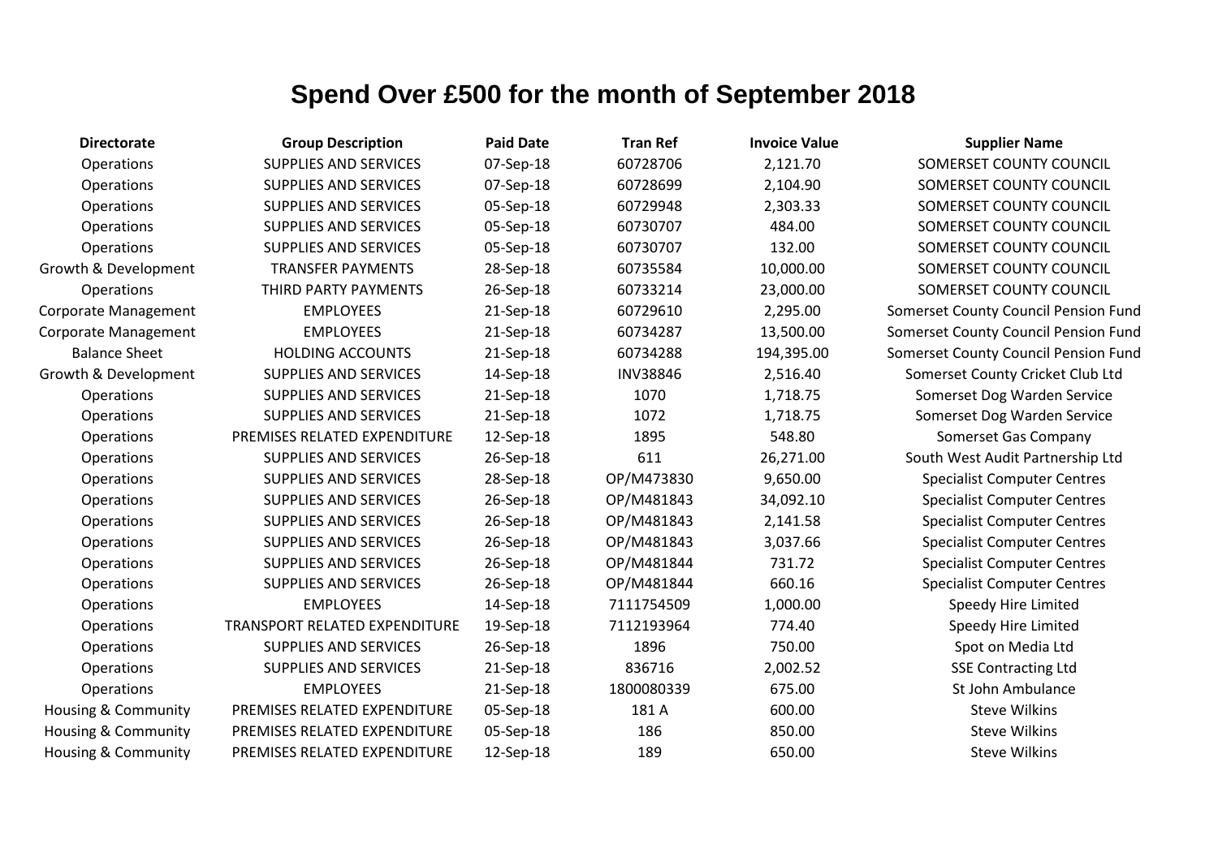# Spend Over £500 for the month of September 2018

| Directorate | Group Description | Paid Date | Tran Ref | Invoice Value | Supplier Name |
|---|---|---|---|---|---|
| Operations | SUPPLIES AND SERVICES | 07-Sep-18 | 60728706 | 2,121.70 | SOMERSET COUNTY COUNCIL |
| Operations | SUPPLIES AND SERVICES | 07-Sep-18 | 60728699 | 2,104.90 | SOMERSET COUNTY COUNCIL |
| Operations | SUPPLIES AND SERVICES | 05-Sep-18 | 60729948 | 2,303.33 | SOMERSET COUNTY COUNCIL |
| Operations | SUPPLIES AND SERVICES | 05-Sep-18 | 60730707 | 484.00 | SOMERSET COUNTY COUNCIL |
| Operations | SUPPLIES AND SERVICES | 05-Sep-18 | 60730707 | 132.00 | SOMERSET COUNTY COUNCIL |
| Growth & Development | TRANSFER PAYMENTS | 28-Sep-18 | 60735584 | 10,000.00 | SOMERSET COUNTY COUNCIL |
| Operations | THIRD PARTY PAYMENTS | 26-Sep-18 | 60733214 | 23,000.00 | SOMERSET COUNTY COUNCIL |
| Corporate Management | EMPLOYEES | 21-Sep-18 | 60729610 | 2,295.00 | Somerset County Council Pension Fund |
| Corporate Management | EMPLOYEES | 21-Sep-18 | 60734287 | 13,500.00 | Somerset County Council Pension Fund |
| Balance Sheet | HOLDING ACCOUNTS | 21-Sep-18 | 60734288 | 194,395.00 | Somerset County Council Pension Fund |
| Growth & Development | SUPPLIES AND SERVICES | 14-Sep-18 | INV38846 | 2,516.40 | Somerset County Cricket Club Ltd |
| Operations | SUPPLIES AND SERVICES | 21-Sep-18 | 1070 | 1,718.75 | Somerset Dog Warden Service |
| Operations | SUPPLIES AND SERVICES | 21-Sep-18 | 1072 | 1,718.75 | Somerset Dog Warden Service |
| Operations | PREMISES RELATED EXPENDITURE | 12-Sep-18 | 1895 | 548.80 | Somerset Gas Company |
| Operations | SUPPLIES AND SERVICES | 26-Sep-18 | 611 | 26,271.00 | South West Audit Partnership Ltd |
| Operations | SUPPLIES AND SERVICES | 28-Sep-18 | OP/M473830 | 9,650.00 | Specialist Computer Centres |
| Operations | SUPPLIES AND SERVICES | 26-Sep-18 | OP/M481843 | 34,092.10 | Specialist Computer Centres |
| Operations | SUPPLIES AND SERVICES | 26-Sep-18 | OP/M481843 | 2,141.58 | Specialist Computer Centres |
| Operations | SUPPLIES AND SERVICES | 26-Sep-18 | OP/M481843 | 3,037.66 | Specialist Computer Centres |
| Operations | SUPPLIES AND SERVICES | 26-Sep-18 | OP/M481844 | 731.72 | Specialist Computer Centres |
| Operations | SUPPLIES AND SERVICES | 26-Sep-18 | OP/M481844 | 660.16 | Specialist Computer Centres |
| Operations | EMPLOYEES | 14-Sep-18 | 7111754509 | 1,000.00 | Speedy Hire Limited |
| Operations | TRANSPORT RELATED EXPENDITURE | 19-Sep-18 | 7112193964 | 774.40 | Speedy Hire Limited |
| Operations | SUPPLIES AND SERVICES | 26-Sep-18 | 1896 | 750.00 | Spot on Media Ltd |
| Operations | SUPPLIES AND SERVICES | 21-Sep-18 | 836716 | 2,002.52 | SSE Contracting Ltd |
| Operations | EMPLOYEES | 21-Sep-18 | 1800080339 | 675.00 | St John Ambulance |
| Housing & Community | PREMISES RELATED EXPENDITURE | 05-Sep-18 | 181 A | 600.00 | Steve Wilkins |
| Housing & Community | PREMISES RELATED EXPENDITURE | 05-Sep-18 | 186 | 850.00 | Steve Wilkins |
| Housing & Community | PREMISES RELATED EXPENDITURE | 12-Sep-18 | 189 | 650.00 | Steve Wilkins |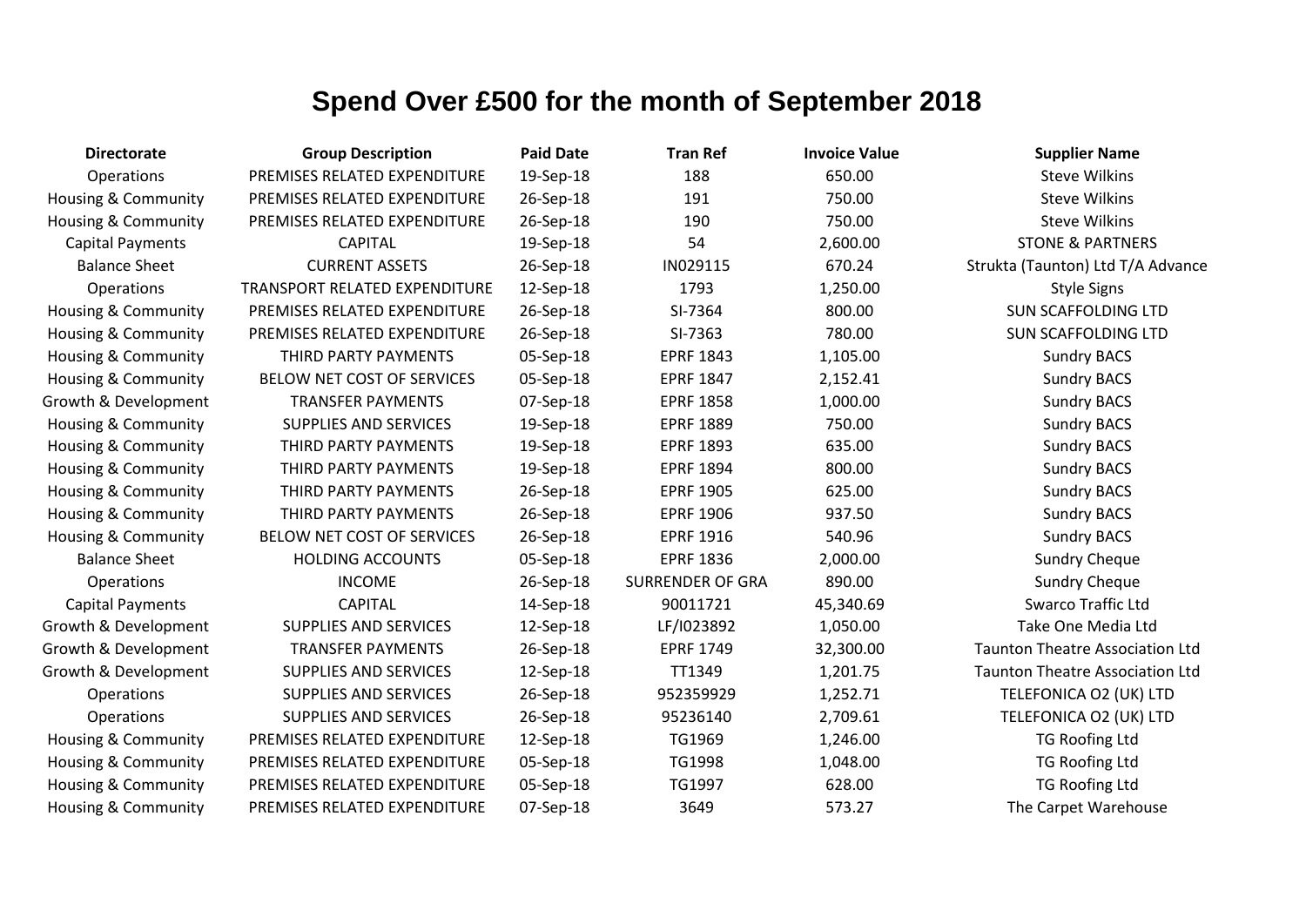# Spend Over £500 for the month of September 2018

| Directorate | Group Description | Paid Date | Tran Ref | Invoice Value | Supplier Name |
|---|---|---|---|---|---|
| Operations | PREMISES RELATED EXPENDITURE | 19-Sep-18 | 188 | 650.00 | Steve Wilkins |
| Housing & Community | PREMISES RELATED EXPENDITURE | 26-Sep-18 | 191 | 750.00 | Steve Wilkins |
| Housing & Community | PREMISES RELATED EXPENDITURE | 26-Sep-18 | 190 | 750.00 | Steve Wilkins |
| Capital Payments | CAPITAL | 19-Sep-18 | 54 | 2,600.00 | STONE & PARTNERS |
| Balance Sheet | CURRENT ASSETS | 26-Sep-18 | IN029115 | 670.24 | Strukta (Taunton) Ltd T/A Advance |
| Operations | TRANSPORT RELATED EXPENDITURE | 12-Sep-18 | 1793 | 1,250.00 | Style Signs |
| Housing & Community | PREMISES RELATED EXPENDITURE | 26-Sep-18 | SI-7364 | 800.00 | SUN SCAFFOLDING LTD |
| Housing & Community | PREMISES RELATED EXPENDITURE | 26-Sep-18 | SI-7363 | 780.00 | SUN SCAFFOLDING LTD |
| Housing & Community | THIRD PARTY PAYMENTS | 05-Sep-18 | EPRF 1843 | 1,105.00 | Sundry BACS |
| Housing & Community | BELOW NET COST OF SERVICES | 05-Sep-18 | EPRF 1847 | 2,152.41 | Sundry BACS |
| Growth & Development | TRANSFER PAYMENTS | 07-Sep-18 | EPRF 1858 | 1,000.00 | Sundry BACS |
| Housing & Community | SUPPLIES AND SERVICES | 19-Sep-18 | EPRF 1889 | 750.00 | Sundry BACS |
| Housing & Community | THIRD PARTY PAYMENTS | 19-Sep-18 | EPRF 1893 | 635.00 | Sundry BACS |
| Housing & Community | THIRD PARTY PAYMENTS | 19-Sep-18 | EPRF 1894 | 800.00 | Sundry BACS |
| Housing & Community | THIRD PARTY PAYMENTS | 26-Sep-18 | EPRF 1905 | 625.00 | Sundry BACS |
| Housing & Community | THIRD PARTY PAYMENTS | 26-Sep-18 | EPRF 1906 | 937.50 | Sundry BACS |
| Housing & Community | BELOW NET COST OF SERVICES | 26-Sep-18 | EPRF 1916 | 540.96 | Sundry BACS |
| Balance Sheet | HOLDING ACCOUNTS | 05-Sep-18 | EPRF 1836 | 2,000.00 | Sundry Cheque |
| Operations | INCOME | 26-Sep-18 | SURRENDER OF GRA | 890.00 | Sundry Cheque |
| Capital Payments | CAPITAL | 14-Sep-18 | 90011721 | 45,340.69 | Swarco Traffic Ltd |
| Growth & Development | SUPPLIES AND SERVICES | 12-Sep-18 | LF/I023892 | 1,050.00 | Take One Media Ltd |
| Growth & Development | TRANSFER PAYMENTS | 26-Sep-18 | EPRF 1749 | 32,300.00 | Taunton Theatre Association Ltd |
| Growth & Development | SUPPLIES AND SERVICES | 12-Sep-18 | TT1349 | 1,201.75 | Taunton Theatre Association Ltd |
| Operations | SUPPLIES AND SERVICES | 26-Sep-18 | 952359929 | 1,252.71 | TELEFONICA O2 (UK) LTD |
| Operations | SUPPLIES AND SERVICES | 26-Sep-18 | 95236140 | 2,709.61 | TELEFONICA O2 (UK) LTD |
| Housing & Community | PREMISES RELATED EXPENDITURE | 12-Sep-18 | TG1969 | 1,246.00 | TG Roofing Ltd |
| Housing & Community | PREMISES RELATED EXPENDITURE | 05-Sep-18 | TG1998 | 1,048.00 | TG Roofing Ltd |
| Housing & Community | PREMISES RELATED EXPENDITURE | 05-Sep-18 | TG1997 | 628.00 | TG Roofing Ltd |
| Housing & Community | PREMISES RELATED EXPENDITURE | 07-Sep-18 | 3649 | 573.27 | The Carpet Warehouse |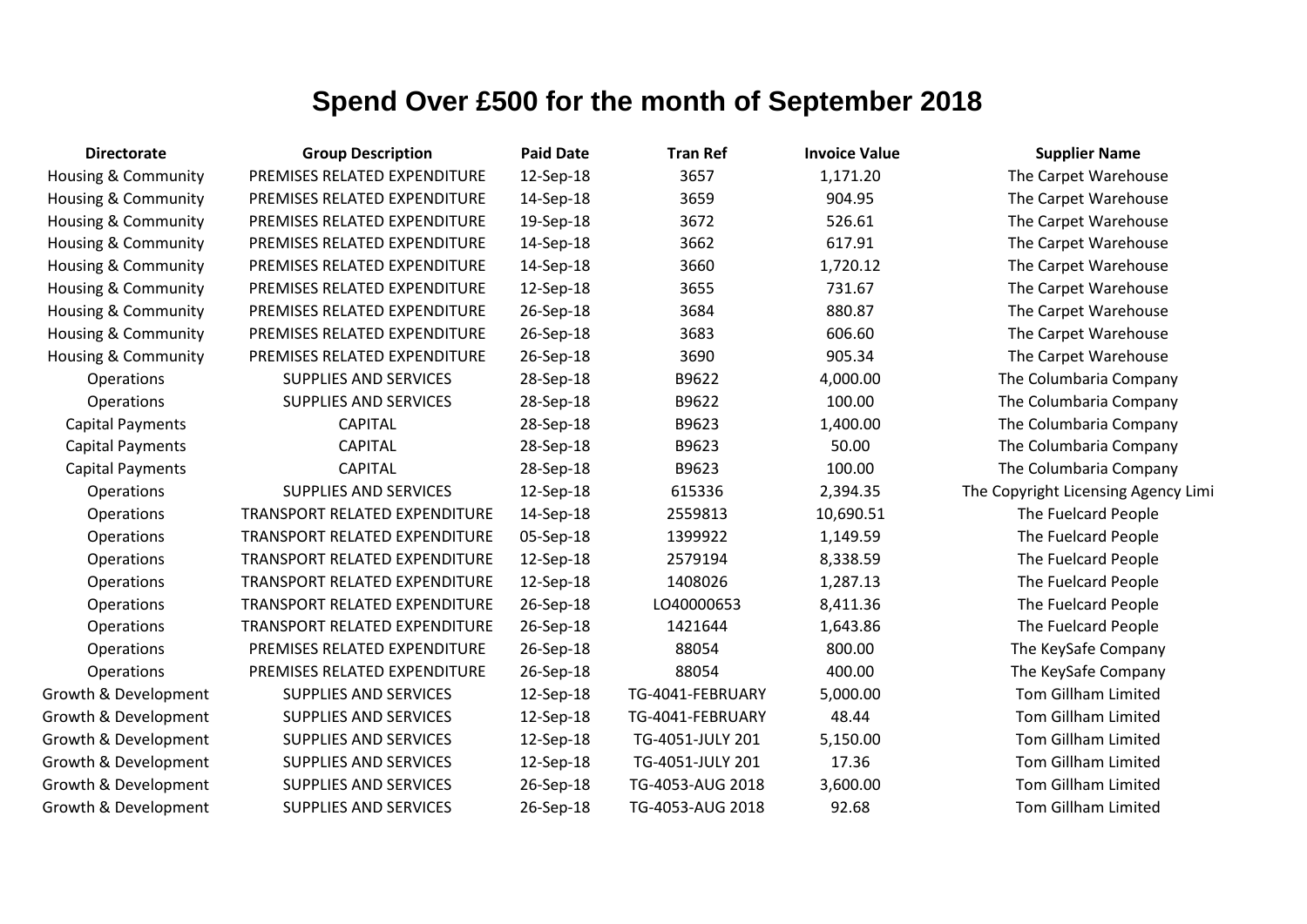# Spend Over £500 for the month of September 2018

| Directorate | Group Description | Paid Date | Tran Ref | Invoice Value | Supplier Name |
|---|---|---|---|---|---|
| Housing & Community | PREMISES RELATED EXPENDITURE | 12-Sep-18 | 3657 | 1,171.20 | The Carpet Warehouse |
| Housing & Community | PREMISES RELATED EXPENDITURE | 14-Sep-18 | 3659 | 904.95 | The Carpet Warehouse |
| Housing & Community | PREMISES RELATED EXPENDITURE | 19-Sep-18 | 3672 | 526.61 | The Carpet Warehouse |
| Housing & Community | PREMISES RELATED EXPENDITURE | 14-Sep-18 | 3662 | 617.91 | The Carpet Warehouse |
| Housing & Community | PREMISES RELATED EXPENDITURE | 14-Sep-18 | 3660 | 1,720.12 | The Carpet Warehouse |
| Housing & Community | PREMISES RELATED EXPENDITURE | 12-Sep-18 | 3655 | 731.67 | The Carpet Warehouse |
| Housing & Community | PREMISES RELATED EXPENDITURE | 26-Sep-18 | 3684 | 880.87 | The Carpet Warehouse |
| Housing & Community | PREMISES RELATED EXPENDITURE | 26-Sep-18 | 3683 | 606.60 | The Carpet Warehouse |
| Housing & Community | PREMISES RELATED EXPENDITURE | 26-Sep-18 | 3690 | 905.34 | The Carpet Warehouse |
| Operations | SUPPLIES AND SERVICES | 28-Sep-18 | B9622 | 4,000.00 | The Columbaria Company |
| Operations | SUPPLIES AND SERVICES | 28-Sep-18 | B9622 | 100.00 | The Columbaria Company |
| Capital Payments | CAPITAL | 28-Sep-18 | B9623 | 1,400.00 | The Columbaria Company |
| Capital Payments | CAPITAL | 28-Sep-18 | B9623 | 50.00 | The Columbaria Company |
| Capital Payments | CAPITAL | 28-Sep-18 | B9623 | 100.00 | The Columbaria Company |
| Operations | SUPPLIES AND SERVICES | 12-Sep-18 | 615336 | 2,394.35 | The Copyright Licensing Agency Limi |
| Operations | TRANSPORT RELATED EXPENDITURE | 14-Sep-18 | 2559813 | 10,690.51 | The Fuelcard People |
| Operations | TRANSPORT RELATED EXPENDITURE | 05-Sep-18 | 1399922 | 1,149.59 | The Fuelcard People |
| Operations | TRANSPORT RELATED EXPENDITURE | 12-Sep-18 | 2579194 | 8,338.59 | The Fuelcard People |
| Operations | TRANSPORT RELATED EXPENDITURE | 12-Sep-18 | 1408026 | 1,287.13 | The Fuelcard People |
| Operations | TRANSPORT RELATED EXPENDITURE | 26-Sep-18 | LO40000653 | 8,411.36 | The Fuelcard People |
| Operations | TRANSPORT RELATED EXPENDITURE | 26-Sep-18 | 1421644 | 1,643.86 | The Fuelcard People |
| Operations | PREMISES RELATED EXPENDITURE | 26-Sep-18 | 88054 | 800.00 | The KeySafe Company |
| Operations | PREMISES RELATED EXPENDITURE | 26-Sep-18 | 88054 | 400.00 | The KeySafe Company |
| Growth & Development | SUPPLIES AND SERVICES | 12-Sep-18 | TG-4041-FEBRUARY | 5,000.00 | Tom Gillham Limited |
| Growth & Development | SUPPLIES AND SERVICES | 12-Sep-18 | TG-4041-FEBRUARY | 48.44 | Tom Gillham Limited |
| Growth & Development | SUPPLIES AND SERVICES | 12-Sep-18 | TG-4051-JULY 201 | 5,150.00 | Tom Gillham Limited |
| Growth & Development | SUPPLIES AND SERVICES | 12-Sep-18 | TG-4051-JULY 201 | 17.36 | Tom Gillham Limited |
| Growth & Development | SUPPLIES AND SERVICES | 26-Sep-18 | TG-4053-AUG 2018 | 3,600.00 | Tom Gillham Limited |
| Growth & Development | SUPPLIES AND SERVICES | 26-Sep-18 | TG-4053-AUG 2018 | 92.68 | Tom Gillham Limited |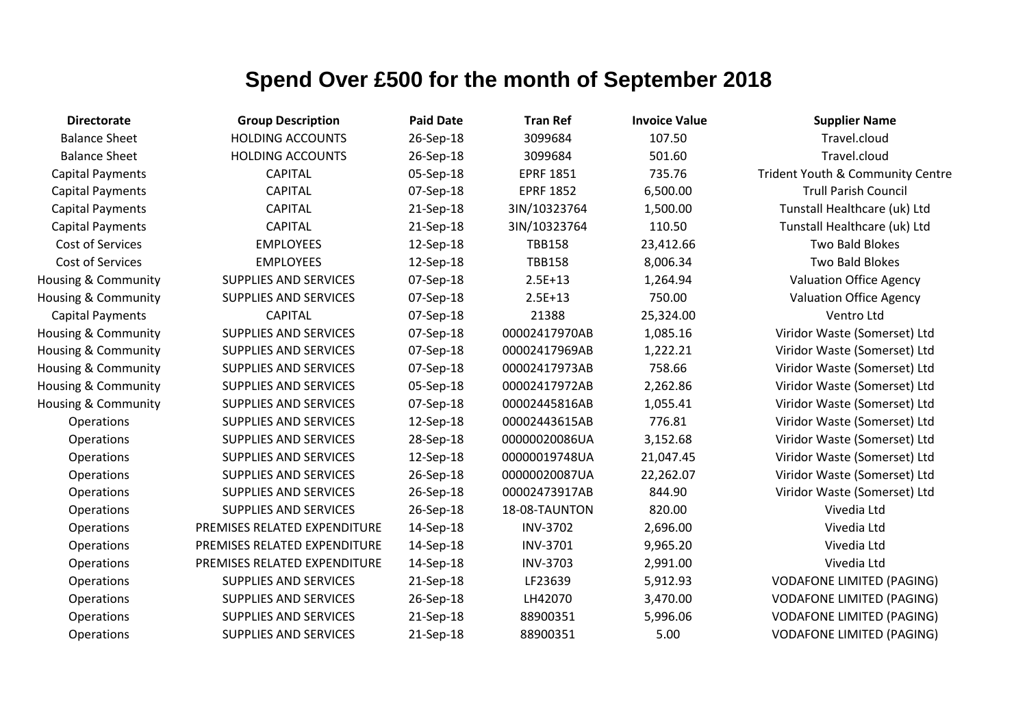# Spend Over £500 for the month of September 2018

| Directorate | Group Description | Paid Date | Tran Ref | Invoice Value | Supplier Name |
|---|---|---|---|---|---|
| Balance Sheet | HOLDING ACCOUNTS | 26-Sep-18 | 3099684 | 107.50 | Travel.cloud |
| Balance Sheet | HOLDING ACCOUNTS | 26-Sep-18 | 3099684 | 501.60 | Travel.cloud |
| Capital Payments | CAPITAL | 05-Sep-18 | EPRF 1851 | 735.76 | Trident Youth & Community Centre |
| Capital Payments | CAPITAL | 07-Sep-18 | EPRF 1852 | 6,500.00 | Trull Parish Council |
| Capital Payments | CAPITAL | 21-Sep-18 | 3IN/10323764 | 1,500.00 | Tunstall Healthcare (uk) Ltd |
| Capital Payments | CAPITAL | 21-Sep-18 | 3IN/10323764 | 110.50 | Tunstall Healthcare (uk) Ltd |
| Cost of Services | EMPLOYEES | 12-Sep-18 | TBB158 | 23,412.66 | Two Bald Blokes |
| Cost of Services | EMPLOYEES | 12-Sep-18 | TBB158 | 8,006.34 | Two Bald Blokes |
| Housing & Community | SUPPLIES AND SERVICES | 07-Sep-18 | 2.5E+13 | 1,264.94 | Valuation Office Agency |
| Housing & Community | SUPPLIES AND SERVICES | 07-Sep-18 | 2.5E+13 | 750.00 | Valuation Office Agency |
| Capital Payments | CAPITAL | 07-Sep-18 | 21388 | 25,324.00 | Ventro Ltd |
| Housing & Community | SUPPLIES AND SERVICES | 07-Sep-18 | 00002417970AB | 1,085.16 | Viridor Waste (Somerset) Ltd |
| Housing & Community | SUPPLIES AND SERVICES | 07-Sep-18 | 00002417969AB | 1,222.21 | Viridor Waste (Somerset) Ltd |
| Housing & Community | SUPPLIES AND SERVICES | 07-Sep-18 | 00002417973AB | 758.66 | Viridor Waste (Somerset) Ltd |
| Housing & Community | SUPPLIES AND SERVICES | 05-Sep-18 | 00002417972AB | 2,262.86 | Viridor Waste (Somerset) Ltd |
| Housing & Community | SUPPLIES AND SERVICES | 07-Sep-18 | 00002445816AB | 1,055.41 | Viridor Waste (Somerset) Ltd |
| Operations | SUPPLIES AND SERVICES | 12-Sep-18 | 00002443615AB | 776.81 | Viridor Waste (Somerset) Ltd |
| Operations | SUPPLIES AND SERVICES | 28-Sep-18 | 00000020086UA | 3,152.68 | Viridor Waste (Somerset) Ltd |
| Operations | SUPPLIES AND SERVICES | 12-Sep-18 | 00000019748UA | 21,047.45 | Viridor Waste (Somerset) Ltd |
| Operations | SUPPLIES AND SERVICES | 26-Sep-18 | 00000020087UA | 22,262.07 | Viridor Waste (Somerset) Ltd |
| Operations | SUPPLIES AND SERVICES | 26-Sep-18 | 00002473917AB | 844.90 | Viridor Waste (Somerset) Ltd |
| Operations | SUPPLIES AND SERVICES | 26-Sep-18 | 18-08-TAUNTON | 820.00 | Vivedia Ltd |
| Operations | PREMISES RELATED EXPENDITURE | 14-Sep-18 | INV-3702 | 2,696.00 | Vivedia Ltd |
| Operations | PREMISES RELATED EXPENDITURE | 14-Sep-18 | INV-3701 | 9,965.20 | Vivedia Ltd |
| Operations | PREMISES RELATED EXPENDITURE | 14-Sep-18 | INV-3703 | 2,991.00 | Vivedia Ltd |
| Operations | SUPPLIES AND SERVICES | 21-Sep-18 | LF23639 | 5,912.93 | VODAFONE LIMITED (PAGING) |
| Operations | SUPPLIES AND SERVICES | 26-Sep-18 | LH42070 | 3,470.00 | VODAFONE LIMITED (PAGING) |
| Operations | SUPPLIES AND SERVICES | 21-Sep-18 | 88900351 | 5,996.06 | VODAFONE LIMITED (PAGING) |
| Operations | SUPPLIES AND SERVICES | 21-Sep-18 | 88900351 | 5.00 | VODAFONE LIMITED (PAGING) |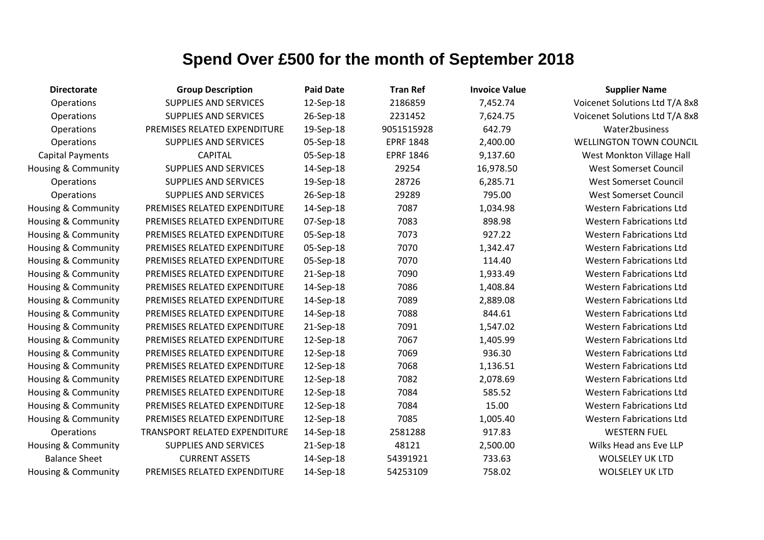# Spend Over £500 for the month of September 2018

| Directorate | Group Description | Paid Date | Tran Ref | Invoice Value | Supplier Name |
|---|---|---|---|---|---|
| Operations | SUPPLIES AND SERVICES | 12-Sep-18 | 2186859 | 7,452.74 | Voicenet Solutions Ltd T/A 8x8 |
| Operations | SUPPLIES AND SERVICES | 26-Sep-18 | 2231452 | 7,624.75 | Voicenet Solutions Ltd T/A 8x8 |
| Operations | PREMISES RELATED EXPENDITURE | 19-Sep-18 | 9051515928 | 642.79 | Water2business |
| Operations | SUPPLIES AND SERVICES | 05-Sep-18 | EPRF 1848 | 2,400.00 | WELLINGTON TOWN COUNCIL |
| Capital Payments | CAPITAL | 05-Sep-18 | EPRF 1846 | 9,137.60 | West Monkton Village Hall |
| Housing & Community | SUPPLIES AND SERVICES | 14-Sep-18 | 29254 | 16,978.50 | West Somerset Council |
| Operations | SUPPLIES AND SERVICES | 19-Sep-18 | 28726 | 6,285.71 | West Somerset Council |
| Operations | SUPPLIES AND SERVICES | 26-Sep-18 | 29289 | 795.00 | West Somerset Council |
| Housing & Community | PREMISES RELATED EXPENDITURE | 14-Sep-18 | 7087 | 1,034.98 | Western Fabrications Ltd |
| Housing & Community | PREMISES RELATED EXPENDITURE | 07-Sep-18 | 7083 | 898.98 | Western Fabrications Ltd |
| Housing & Community | PREMISES RELATED EXPENDITURE | 05-Sep-18 | 7073 | 927.22 | Western Fabrications Ltd |
| Housing & Community | PREMISES RELATED EXPENDITURE | 05-Sep-18 | 7070 | 1,342.47 | Western Fabrications Ltd |
| Housing & Community | PREMISES RELATED EXPENDITURE | 05-Sep-18 | 7070 | 114.40 | Western Fabrications Ltd |
| Housing & Community | PREMISES RELATED EXPENDITURE | 21-Sep-18 | 7090 | 1,933.49 | Western Fabrications Ltd |
| Housing & Community | PREMISES RELATED EXPENDITURE | 14-Sep-18 | 7086 | 1,408.84 | Western Fabrications Ltd |
| Housing & Community | PREMISES RELATED EXPENDITURE | 14-Sep-18 | 7089 | 2,889.08 | Western Fabrications Ltd |
| Housing & Community | PREMISES RELATED EXPENDITURE | 14-Sep-18 | 7088 | 844.61 | Western Fabrications Ltd |
| Housing & Community | PREMISES RELATED EXPENDITURE | 21-Sep-18 | 7091 | 1,547.02 | Western Fabrications Ltd |
| Housing & Community | PREMISES RELATED EXPENDITURE | 12-Sep-18 | 7067 | 1,405.99 | Western Fabrications Ltd |
| Housing & Community | PREMISES RELATED EXPENDITURE | 12-Sep-18 | 7069 | 936.30 | Western Fabrications Ltd |
| Housing & Community | PREMISES RELATED EXPENDITURE | 12-Sep-18 | 7068 | 1,136.51 | Western Fabrications Ltd |
| Housing & Community | PREMISES RELATED EXPENDITURE | 12-Sep-18 | 7082 | 2,078.69 | Western Fabrications Ltd |
| Housing & Community | PREMISES RELATED EXPENDITURE | 12-Sep-18 | 7084 | 585.52 | Western Fabrications Ltd |
| Housing & Community | PREMISES RELATED EXPENDITURE | 12-Sep-18 | 7084 | 15.00 | Western Fabrications Ltd |
| Housing & Community | PREMISES RELATED EXPENDITURE | 12-Sep-18 | 7085 | 1,005.40 | Western Fabrications Ltd |
| Operations | TRANSPORT RELATED EXPENDITURE | 14-Sep-18 | 2581288 | 917.83 | WESTERN FUEL |
| Housing & Community | SUPPLIES AND SERVICES | 21-Sep-18 | 48121 | 2,500.00 | Wilks Head ans Eve LLP |
| Balance Sheet | CURRENT ASSETS | 14-Sep-18 | 54391921 | 733.63 | WOLSELEY UK LTD |
| Housing & Community | PREMISES RELATED EXPENDITURE | 14-Sep-18 | 54253109 | 758.02 | WOLSELEY UK LTD |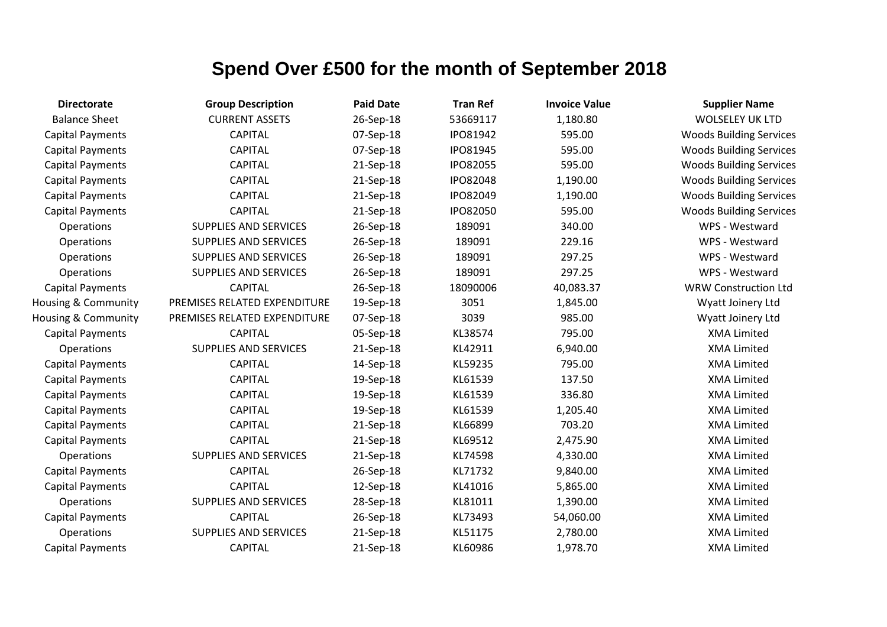# Spend Over £500 for the month of September 2018

| Directorate | Group Description | Paid Date | Tran Ref | Invoice Value | Supplier Name |
|---|---|---|---|---|---|
| Balance Sheet | CURRENT ASSETS | 26-Sep-18 | 53669117 | 1,180.80 | WOLSELEY UK LTD |
| Capital Payments | CAPITAL | 07-Sep-18 | IPO81942 | 595.00 | Woods Building Services |
| Capital Payments | CAPITAL | 07-Sep-18 | IPO81945 | 595.00 | Woods Building Services |
| Capital Payments | CAPITAL | 21-Sep-18 | IPO82055 | 595.00 | Woods Building Services |
| Capital Payments | CAPITAL | 21-Sep-18 | IPO82048 | 1,190.00 | Woods Building Services |
| Capital Payments | CAPITAL | 21-Sep-18 | IPO82049 | 1,190.00 | Woods Building Services |
| Capital Payments | CAPITAL | 21-Sep-18 | IPO82050 | 595.00 | Woods Building Services |
| Operations | SUPPLIES AND SERVICES | 26-Sep-18 | 189091 | 340.00 | WPS - Westward |
| Operations | SUPPLIES AND SERVICES | 26-Sep-18 | 189091 | 229.16 | WPS - Westward |
| Operations | SUPPLIES AND SERVICES | 26-Sep-18 | 189091 | 297.25 | WPS - Westward |
| Operations | SUPPLIES AND SERVICES | 26-Sep-18 | 189091 | 297.25 | WPS - Westward |
| Capital Payments | CAPITAL | 26-Sep-18 | 18090006 | 40,083.37 | WRW Construction Ltd |
| Housing & Community | PREMISES RELATED EXPENDITURE | 19-Sep-18 | 3051 | 1,845.00 | Wyatt Joinery Ltd |
| Housing & Community | PREMISES RELATED EXPENDITURE | 07-Sep-18 | 3039 | 985.00 | Wyatt Joinery Ltd |
| Capital Payments | CAPITAL | 05-Sep-18 | KL38574 | 795.00 | XMA Limited |
| Operations | SUPPLIES AND SERVICES | 21-Sep-18 | KL42911 | 6,940.00 | XMA Limited |
| Capital Payments | CAPITAL | 14-Sep-18 | KL59235 | 795.00 | XMA Limited |
| Capital Payments | CAPITAL | 19-Sep-18 | KL61539 | 137.50 | XMA Limited |
| Capital Payments | CAPITAL | 19-Sep-18 | KL61539 | 336.80 | XMA Limited |
| Capital Payments | CAPITAL | 19-Sep-18 | KL61539 | 1,205.40 | XMA Limited |
| Capital Payments | CAPITAL | 21-Sep-18 | KL66899 | 703.20 | XMA Limited |
| Capital Payments | CAPITAL | 21-Sep-18 | KL69512 | 2,475.90 | XMA Limited |
| Operations | SUPPLIES AND SERVICES | 21-Sep-18 | KL74598 | 4,330.00 | XMA Limited |
| Capital Payments | CAPITAL | 26-Sep-18 | KL71732 | 9,840.00 | XMA Limited |
| Capital Payments | CAPITAL | 12-Sep-18 | KL41016 | 5,865.00 | XMA Limited |
| Operations | SUPPLIES AND SERVICES | 28-Sep-18 | KL81011 | 1,390.00 | XMA Limited |
| Capital Payments | CAPITAL | 26-Sep-18 | KL73493 | 54,060.00 | XMA Limited |
| Operations | SUPPLIES AND SERVICES | 21-Sep-18 | KL51175 | 2,780.00 | XMA Limited |
| Capital Payments | CAPITAL | 21-Sep-18 | KL60986 | 1,978.70 | XMA Limited |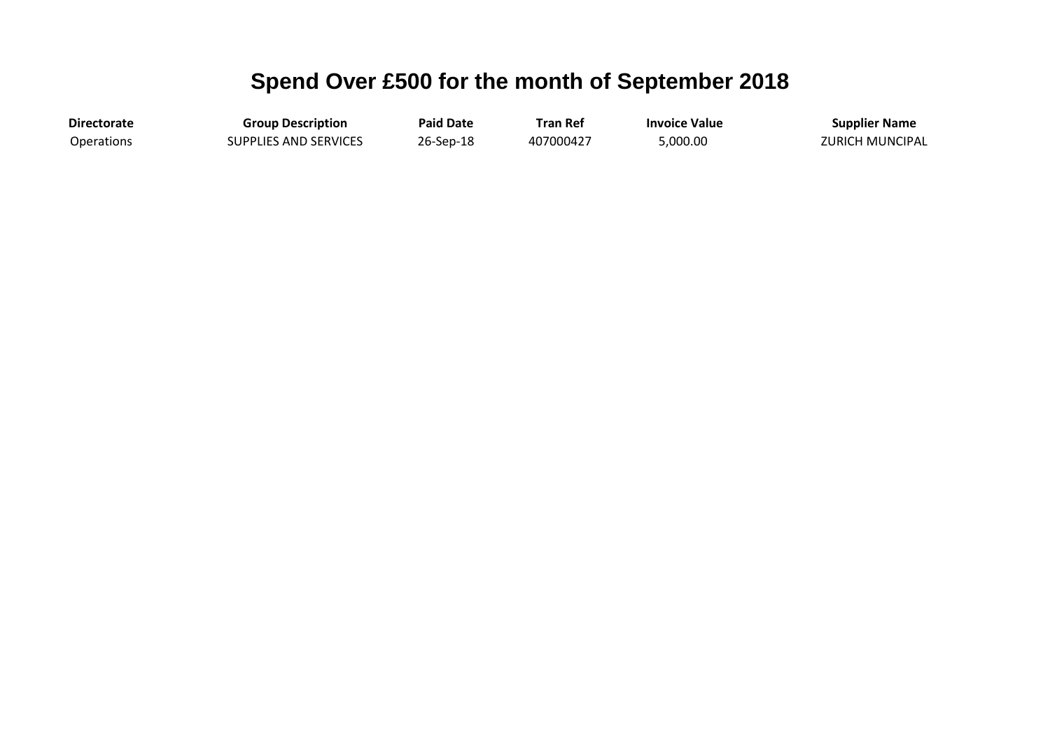# Spend Over £500 for the month of September 2018

| Directorate | Group Description | Paid Date | Tran Ref | Invoice Value | Supplier Name |
|---|---|---|---|---|---|
| Operations | SUPPLIES AND SERVICES | 26-Sep-18 | 407000427 | 5,000.00 | ZURICH MUNCIPAL |